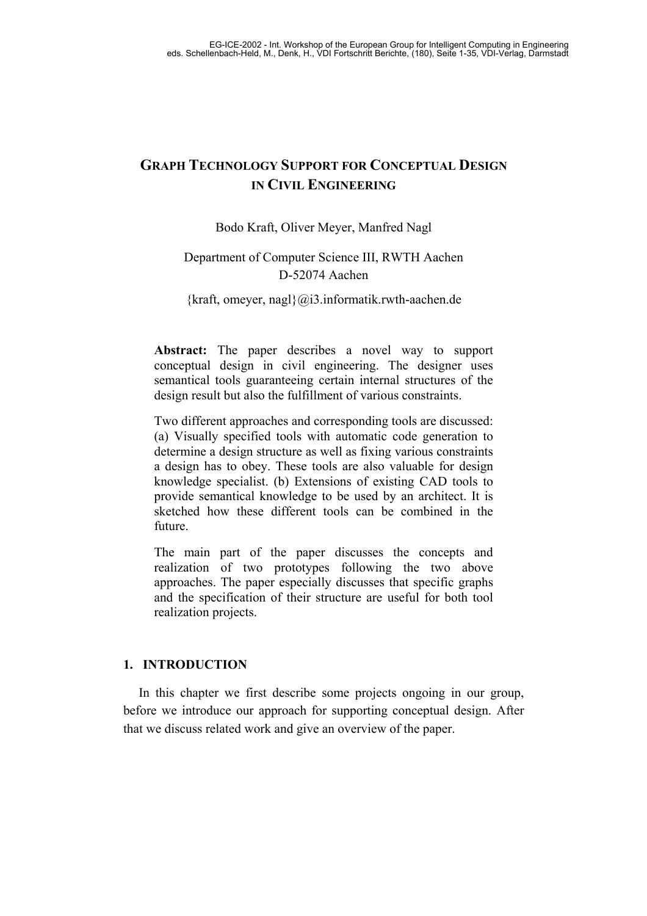# GRAPH TECHNOLOGY SUPPORT FOR CONCEPTUAL DESIGN IN CIVIL ENGINEERING

Bodo Kraft, Oliver Meyer, Manfred Nagl

Department of Computer Science III, RWTH Aachen
D-52074 Aachen

{kraft, omeyer, nagl}@i3.informatik.rwth-aachen.de

**Abstract:** The paper describes a novel way to support conceptual design in civil engineering. The designer uses semantical tools guaranteeing certain internal structures of the design result but also the fulfillment of various constraints.

Two different approaches and corresponding tools are discussed: (a) Visually specified tools with automatic code generation to determine a design structure as well as fixing various constraints a design has to obey. These tools are also valuable for design knowledge specialist. (b) Extensions of existing CAD tools to provide semantical knowledge to be used by an architect. It is sketched how these different tools can be combined in the future.

The main part of the paper discusses the concepts and realization of two prototypes following the two above approaches. The paper especially discusses that specific graphs and the specification of their structure are useful for both tool realization projects.

## 1. INTRODUCTION

In this chapter we first describe some projects ongoing in our group, before we introduce our approach for supporting conceptual design. After that we discuss related work and give an overview of the paper.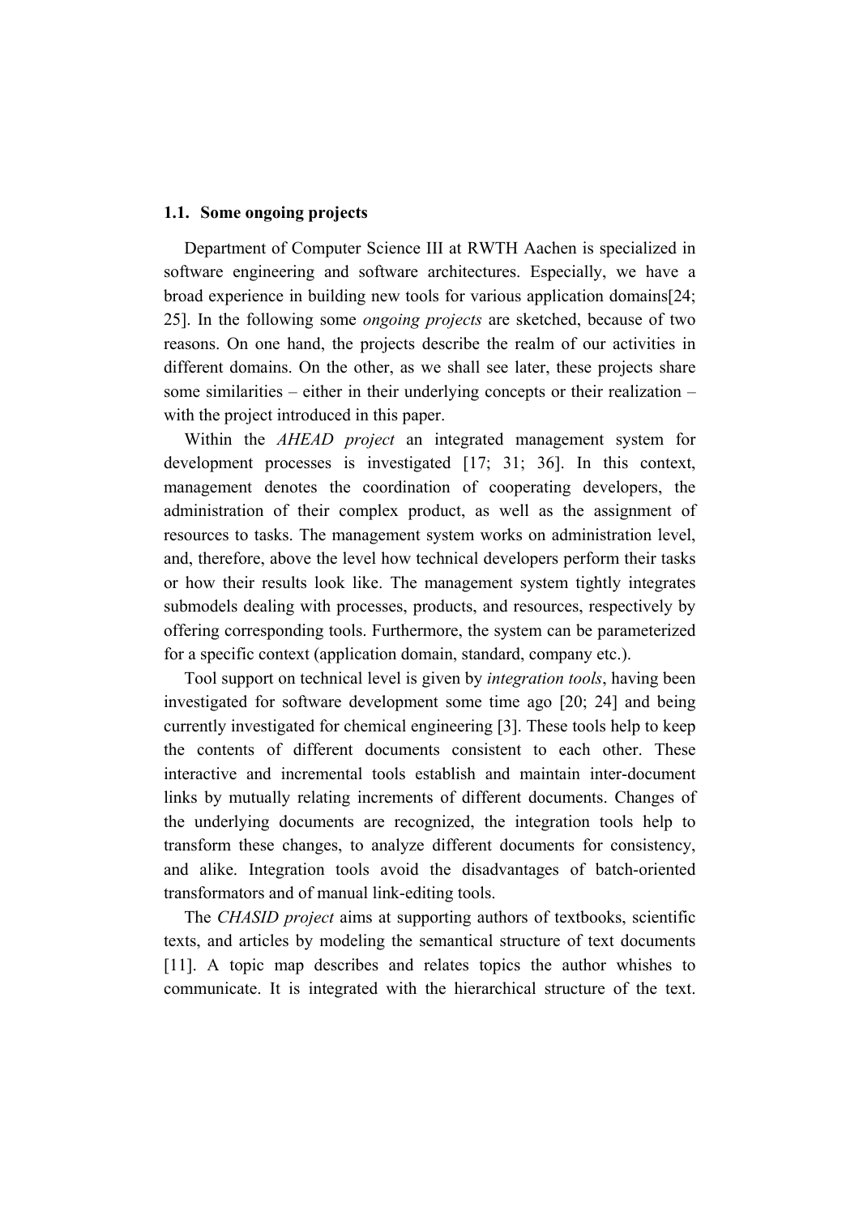### 1.1. Some ongoing projects

Department of Computer Science III at RWTH Aachen is specialized in software engineering and software architectures. Especially, we have a broad experience in building new tools for various application domains[24; 25]. In the following some *ongoing projects* are sketched, because of two reasons. On one hand, the projects describe the realm of our activities in different domains. On the other, as we shall see later, these projects share some similarities – either in their underlying concepts or their realization – with the project introduced in this paper.

Within the *AHEAD project* an integrated management system for development processes is investigated [17; 31; 36]. In this context, management denotes the coordination of cooperating developers, the administration of their complex product, as well as the assignment of resources to tasks. The management system works on administration level, and, therefore, above the level how technical developers perform their tasks or how their results look like. The management system tightly integrates submodels dealing with processes, products, and resources, respectively by offering corresponding tools. Furthermore, the system can be parameterized for a specific context (application domain, standard, company etc.).

Tool support on technical level is given by *integration tools*, having been investigated for software development some time ago [20; 24] and being currently investigated for chemical engineering [3]. These tools help to keep the contents of different documents consistent to each other. These interactive and incremental tools establish and maintain inter-document links by mutually relating increments of different documents. Changes of the underlying documents are recognized, the integration tools help to transform these changes, to analyze different documents for consistency, and alike. Integration tools avoid the disadvantages of batch-oriented transformators and of manual link-editing tools.

The *CHASID project* aims at supporting authors of textbooks, scientific texts, and articles by modeling the semantical structure of text documents [11]. A topic map describes and relates topics the author whishes to communicate. It is integrated with the hierarchical structure of the text.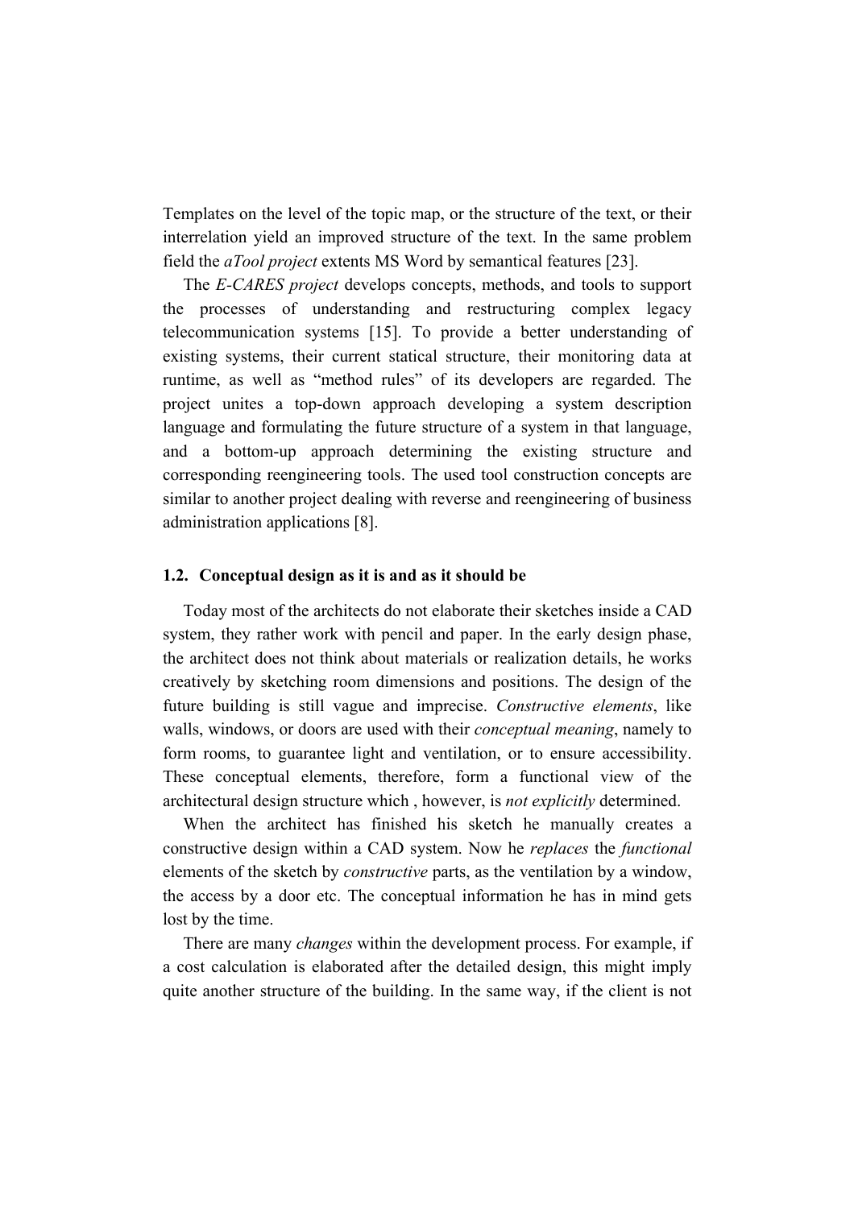Templates on the level of the topic map, or the structure of the text, or their interrelation yield an improved structure of the text. In the same problem field the *aTool project* extents MS Word by semantical features [23].

The *E-CARES project* develops concepts, methods, and tools to support the processes of understanding and restructuring complex legacy telecommunication systems [15]. To provide a better understanding of existing systems, their current statical structure, their monitoring data at runtime, as well as “method rules” of its developers are regarded. The project unites a top-down approach developing a system description language and formulating the future structure of a system in that language, and a bottom-up approach determining the existing structure and corresponding reengineering tools. The used tool construction concepts are similar to another project dealing with reverse and reengineering of business administration applications [8].

### 1.2. Conceptual design as it is and as it should be

Today most of the architects do not elaborate their sketches inside a CAD system, they rather work with pencil and paper. In the early design phase, the architect does not think about materials or realization details, he works creatively by sketching room dimensions and positions. The design of the future building is still vague and imprecise. *Constructive elements*, like walls, windows, or doors are used with their *conceptual meaning*, namely to form rooms, to guarantee light and ventilation, or to ensure accessibility. These conceptual elements, therefore, form a functional view of the architectural design structure which , however, is *not explicitly* determined.

When the architect has finished his sketch he manually creates a constructive design within a CAD system. Now he *replaces* the *functional* elements of the sketch by *constructive* parts, as the ventilation by a window, the access by a door etc. The conceptual information he has in mind gets lost by the time.

There are many *changes* within the development process. For example, if a cost calculation is elaborated after the detailed design, this might imply quite another structure of the building. In the same way, if the client is not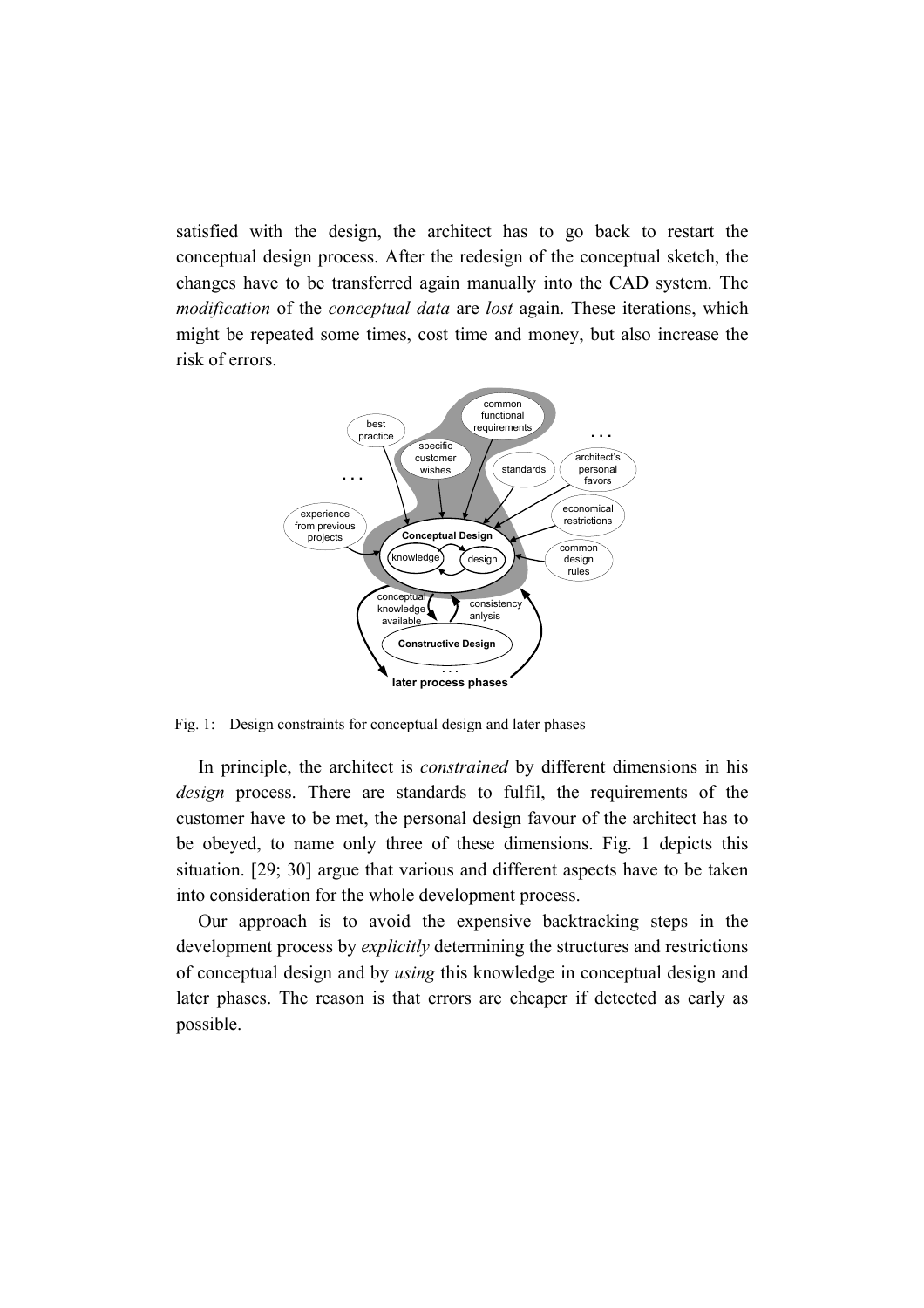satisfied with the design, the architect has to go back to restart the conceptual design process. After the redesign of the conceptual sketch, the changes have to be transferred again manually into the CAD system. The *modification* of the *conceptual data* are *lost* again. These iterations, which might be repeated some times, cost time and money, but also increase the risk of errors.

Fig. 1: Design constraints for conceptual design and later phases

In principle, the architect is *constrained* by different dimensions in his *design* process. There are standards to fulfil, the requirements of the customer have to be met, the personal design favour of the architect has to be obeyed, to name only three of these dimensions. Fig. 1 depicts this situation. [29; 30] argue that various and different aspects have to be taken into consideration for the whole development process.

Our approach is to avoid the expensive backtracking steps in the development process by *explicitly* determining the structures and restrictions of conceptual design and by *using* this knowledge in conceptual design and later phases. The reason is that errors are cheaper if detected as early as possible.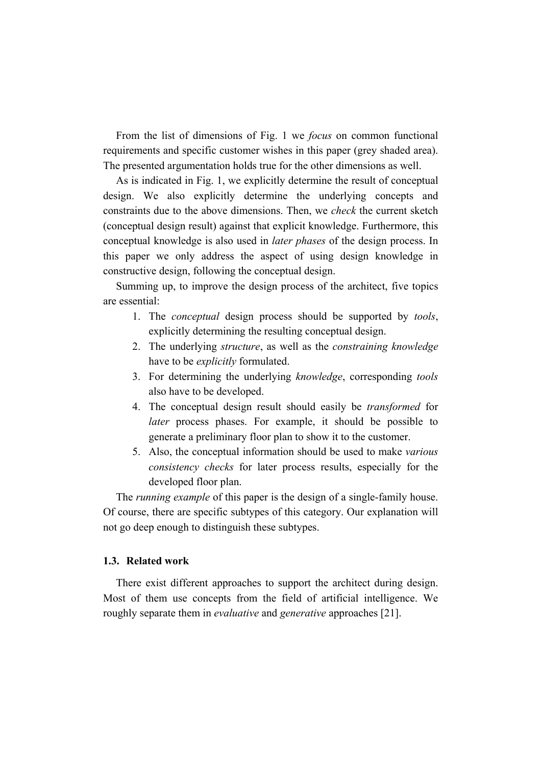From the list of dimensions of Fig. 1 we *focus* on common functional requirements and specific customer wishes in this paper (grey shaded area). The presented argumentation holds true for the other dimensions as well.

As is indicated in Fig. 1, we explicitly determine the result of conceptual design. We also explicitly determine the underlying concepts and constraints due to the above dimensions. Then, we *check* the current sketch (conceptual design result) against that explicit knowledge. Furthermore, this conceptual knowledge is also used in *later phases* of the design process. In this paper we only address the aspect of using design knowledge in constructive design, following the conceptual design.

Summing up, to improve the design process of the architect, five topics are essential:

1. The *conceptual* design process should be supported by *tools*, explicitly determining the resulting conceptual design.
2. The underlying *structure*, as well as the *constraining knowledge* have to be *explicitly* formulated.
3. For determining the underlying *knowledge*, corresponding *tools* also have to be developed.
4. The conceptual design result should easily be *transformed* for *later* process phases. For example, it should be possible to generate a preliminary floor plan to show it to the customer.
5. Also, the conceptual information should be used to make *various consistency checks* for later process results, especially for the developed floor plan.

The *running example* of this paper is the design of a single-family house. Of course, there are specific subtypes of this category. Our explanation will not go deep enough to distinguish these subtypes.

### 1.3. Related work

There exist different approaches to support the architect during design. Most of them use concepts from the field of artificial intelligence. We roughly separate them in *evaluative* and *generative* approaches [21].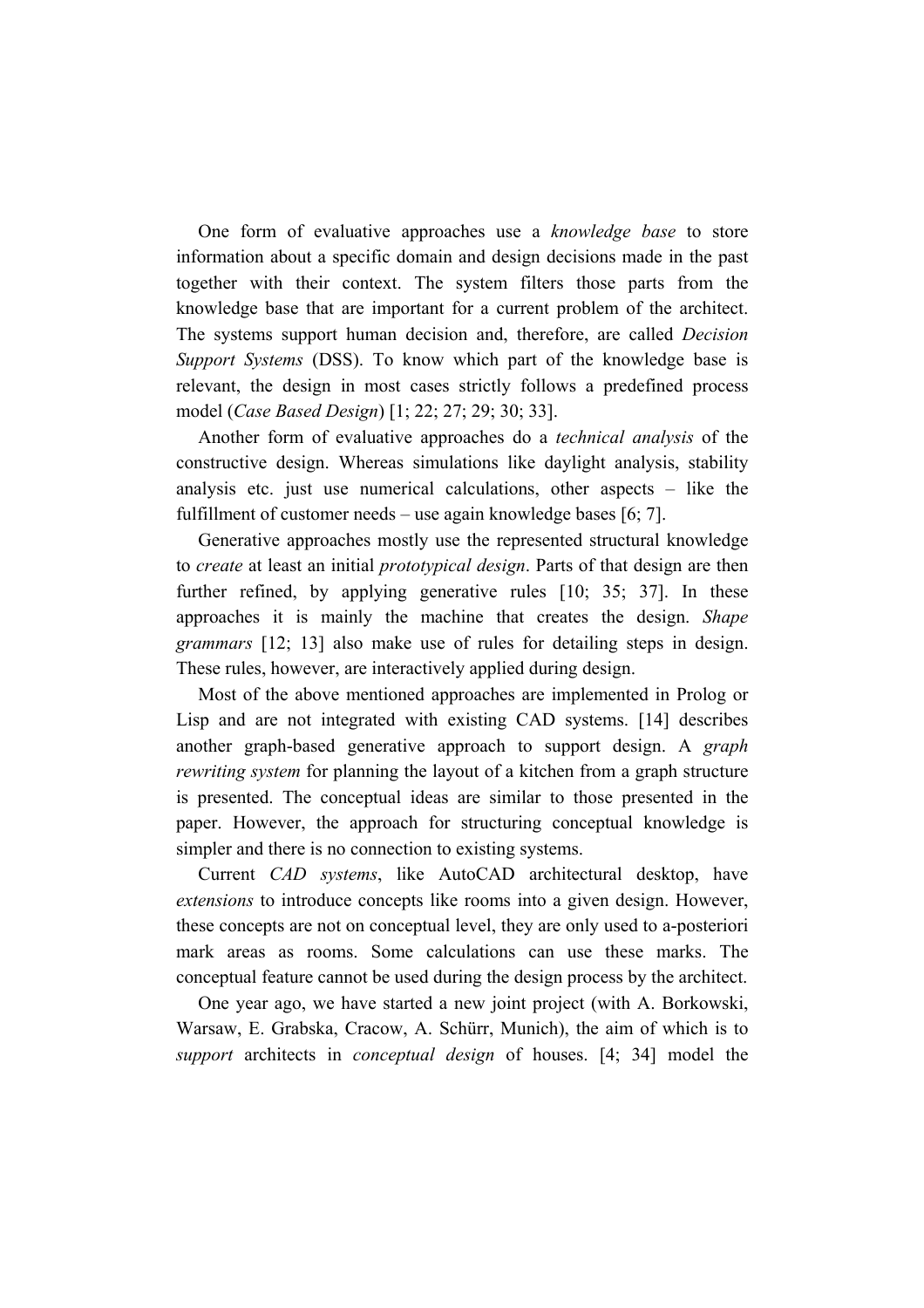One form of evaluative approaches use a *knowledge base* to store information about a specific domain and design decisions made in the past together with their context. The system filters those parts from the knowledge base that are important for a current problem of the architect. The systems support human decision and, therefore, are called *Decision Support Systems* (DSS). To know which part of the knowledge base is relevant, the design in most cases strictly follows a predefined process model (*Case Based Design*) [1; 22; 27; 29; 30; 33].

Another form of evaluative approaches do a *technical analysis* of the constructive design. Whereas simulations like daylight analysis, stability analysis etc. just use numerical calculations, other aspects – like the fulfillment of customer needs – use again knowledge bases [6; 7].

Generative approaches mostly use the represented structural knowledge to *create* at least an initial *prototypical design*. Parts of that design are then further refined, by applying generative rules [10; 35; 37]. In these approaches it is mainly the machine that creates the design. *Shape grammars* [12; 13] also make use of rules for detailing steps in design. These rules, however, are interactively applied during design.

Most of the above mentioned approaches are implemented in Prolog or Lisp and are not integrated with existing CAD systems. [14] describes another graph-based generative approach to support design. A *graph rewriting system* for planning the layout of a kitchen from a graph structure is presented. The conceptual ideas are similar to those presented in the paper. However, the approach for structuring conceptual knowledge is simpler and there is no connection to existing systems.

Current *CAD systems*, like AutoCAD architectural desktop, have *extensions* to introduce concepts like rooms into a given design. However, these concepts are not on conceptual level, they are only used to a-posteriori mark areas as rooms. Some calculations can use these marks. The conceptual feature cannot be used during the design process by the architect.

One year ago, we have started a new joint project (with A. Borkowski, Warsaw, E. Grabska, Cracow, A. Schürr, Munich), the aim of which is to *support* architects in *conceptual design* of houses. [4; 34] model the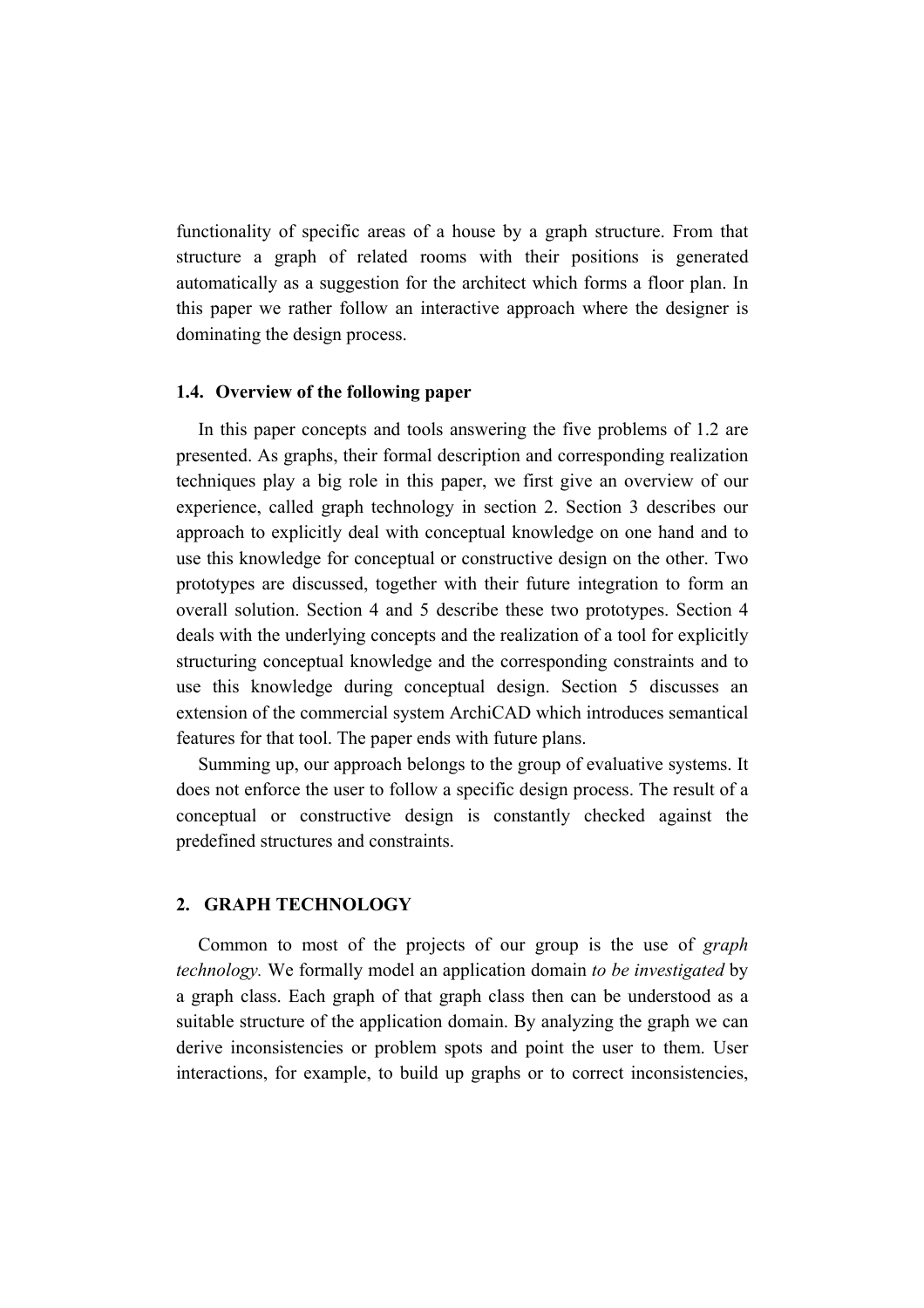functionality of specific areas of a house by a graph structure. From that structure a graph of related rooms with their positions is generated automatically as a suggestion for the architect which forms a floor plan. In this paper we rather follow an interactive approach where the designer is dominating the design process.

### 1.4. Overview of the following paper

In this paper concepts and tools answering the five problems of 1.2 are presented. As graphs, their formal description and corresponding realization techniques play a big role in this paper, we first give an overview of our experience, called graph technology in section 2. Section 3 describes our approach to explicitly deal with conceptual knowledge on one hand and to use this knowledge for conceptual or constructive design on the other. Two prototypes are discussed, together with their future integration to form an overall solution. Section 4 and 5 describe these two prototypes. Section 4 deals with the underlying concepts and the realization of a tool for explicitly structuring conceptual knowledge and the corresponding constraints and to use this knowledge during conceptual design. Section 5 discusses an extension of the commercial system ArchiCAD which introduces semantical features for that tool. The paper ends with future plans.

Summing up, our approach belongs to the group of evaluative systems. It does not enforce the user to follow a specific design process. The result of a conceptual or constructive design is constantly checked against the predefined structures and constraints.

## 2. GRAPH TECHNOLOGY

Common to most of the projects of our group is the use of *graph technology.* We formally model an application domain *to be investigated* by a graph class. Each graph of that graph class then can be understood as a suitable structure of the application domain. By analyzing the graph we can derive inconsistencies or problem spots and point the user to them. User interactions, for example, to build up graphs or to correct inconsistencies,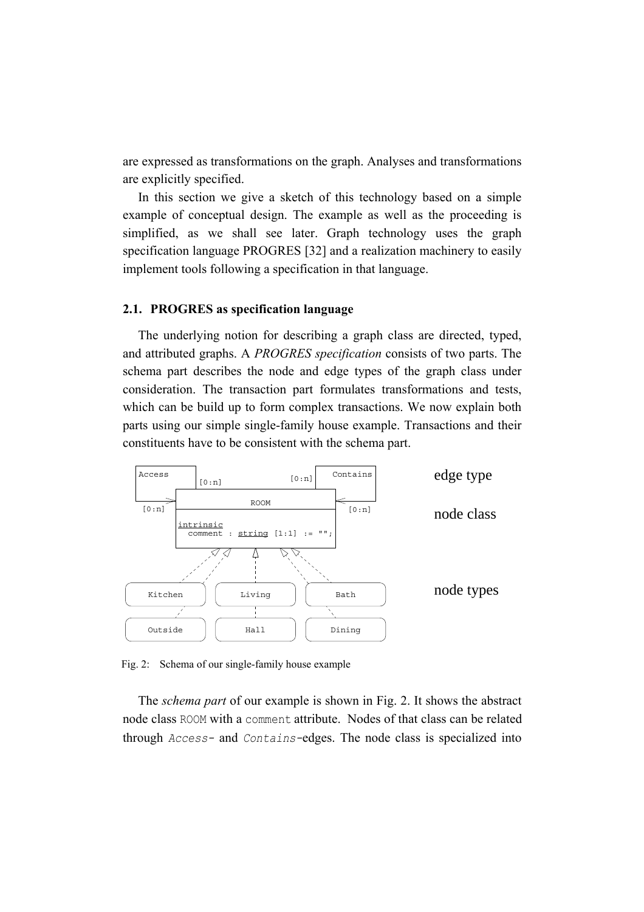are expressed as transformations on the graph. Analyses and transformations are explicitly specified.

In this section we give a sketch of this technology based on a simple example of conceptual design. The example as well as the proceeding is simplified, as we shall see later. Graph technology uses the graph specification language PROGRES [32] and a realization machinery to easily implement tools following a specification in that language.

### 2.1. PROGRES as specification language

The underlying notion for describing a graph class are directed, typed, and attributed graphs. A *PROGRES specification* consists of two parts. The schema part describes the node and edge types of the graph class under consideration. The transaction part formulates transformations and tests, which can be build up to form complex transactions. We now explain both parts using our simple single-family house example. Transactions and their constituents have to be consistent with the schema part.

Fig. 2: Schema of our single-family house example

The *schema part* of our example is shown in Fig. 2. It shows the abstract node class `ROOM` with a `comment` attribute. Nodes of that class can be related through *Access*- and *Contains*-edges. The node class is specialized into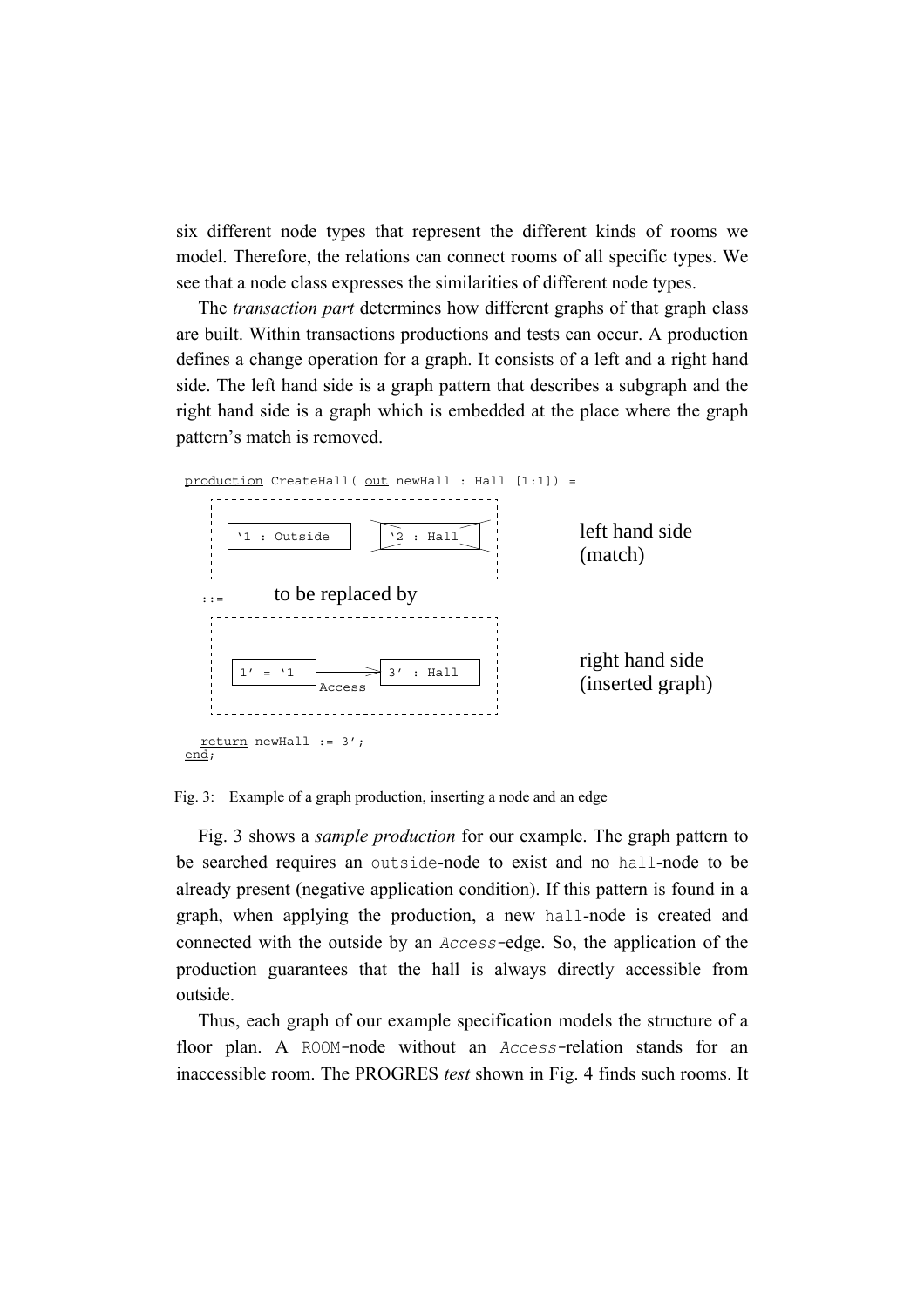six different node types that represent the different kinds of rooms we model. Therefore, the relations can connect rooms of all specific types. We see that a node class expresses the similarities of different node types.

The *transaction part* determines how different graphs of that graph class are built. Within transactions productions and tests can occur. A production defines a change operation for a graph. It consists of a left and a right hand side. The left hand side is a graph pattern that describes a subgraph and the right hand side is a graph which is embedded at the place where the graph pattern's match is removed.

```
production CreateHall( out newHall : Hall [1:1]) =

   +-------------------------------------+
   | [ `1 : Outside ]   [ `2 : Hall ]    |      left hand side
   |                      (crossed out)  |      (match)
   +-------------------------------------+
 ::=        to be replaced by
   +-------------------------------------+
   | [ 1' = `1 ] ---Access---> [ 3' : Hall ] |  right hand side
   |                                     |      (inserted graph)
   +-------------------------------------+

  return newHall := 3';
end;
```

Fig. 3: Example of a graph production, inserting a node and an edge

Fig. 3 shows a *sample production* for our example. The graph pattern to be searched requires an `outside`-node to exist and no `hall`-node to be already present (negative application condition). If this pattern is found in a graph, when applying the production, a new `hall`-node is created and connected with the outside by an *`Access`*-edge. So, the application of the production guarantees that the hall is always directly accessible from outside.

Thus, each graph of our example specification models the structure of a floor plan. A `ROOM`-node without an *`Access`*-relation stands for an inaccessible room. The PROGRES *test* shown in Fig. 4 finds such rooms. It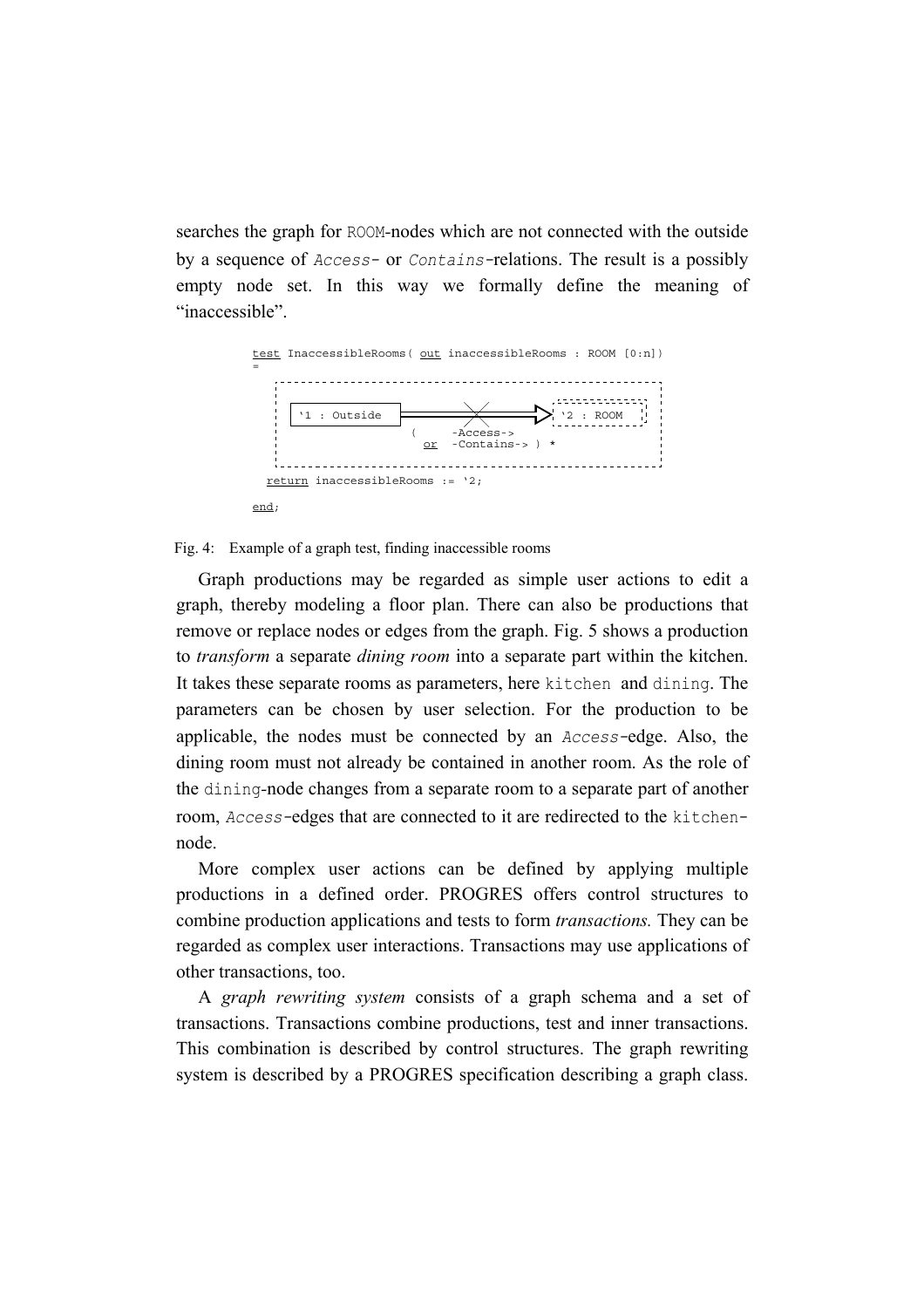searches the graph for ROOM-nodes which are not connected with the outside by a sequence of *Access*- or *Contains*-relations. The result is a possibly empty node set. In this way we formally define the meaning of "inaccessible".

```
test InaccessibleRooms( out inaccessibleRooms : ROOM [0:n])
=

  '1 : Outside  ======X======>  '2 : ROOM
                (     -Access->
                  or  -Contains-> ) *

  return inaccessibleRooms := '2;

end;
```

Fig. 4: Example of a graph test, finding inaccessible rooms

Graph productions may be regarded as simple user actions to edit a graph, thereby modeling a floor plan. There can also be productions that remove or replace nodes or edges from the graph. Fig. 5 shows a production to *transform* a separate *dining room* into a separate part within the kitchen. It takes these separate rooms as parameters, here kitchen and dining. The parameters can be chosen by user selection. For the production to be applicable, the nodes must be connected by an *Access*-edge. Also, the dining room must not already be contained in another room. As the role of the dining-node changes from a separate room to a separate part of another room, *Access*-edges that are connected to it are redirected to the kitchen-node.

More complex user actions can be defined by applying multiple productions in a defined order. PROGRES offers control structures to combine production applications and tests to form *transactions.* They can be regarded as complex user interactions. Transactions may use applications of other transactions, too.

A *graph rewriting system* consists of a graph schema and a set of transactions. Transactions combine productions, test and inner transactions. This combination is described by control structures. The graph rewriting system is described by a PROGRES specification describing a graph class.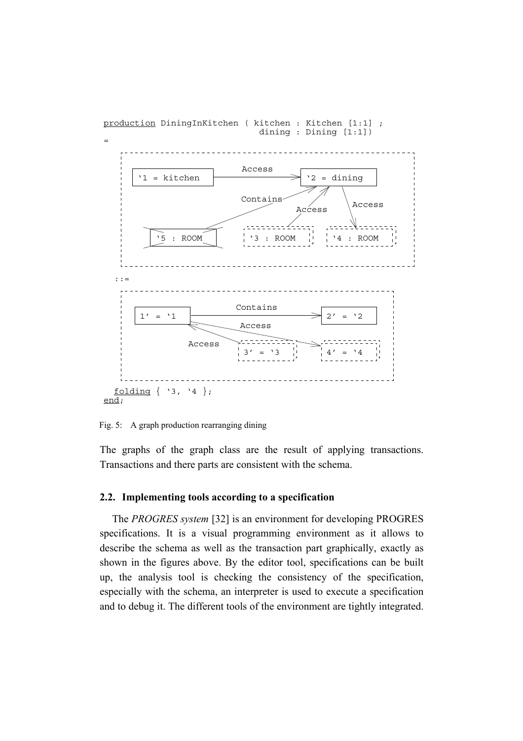```
production DiningInKitchen ( kitchen : Kitchen [1:1] ;
                             dining : Dining [1:1])
=
   '1 = kitchen  --Access-->  '2 = dining
   '5 : ROOM  --Contains-->  '2
   '3 : ROOM  --Access-->  '2
   '2  --Access-->  '4 : ROOM

 ::=

   1' = '1  --Contains-->  2' = '2
   1'  --Access-->  4' = '4
   3' = '3  --Access-->  1'

  folding { '3, '4 };
end;
```

Fig. 5: A graph production rearranging dining

The graphs of the graph class are the result of applying transactions. Transactions and there parts are consistent with the schema.

### 2.2. Implementing tools according to a specification

The *PROGRES system* [32] is an environment for developing PROGRES specifications. It is a visual programming environment as it allows to describe the schema as well as the transaction part graphically, exactly as shown in the figures above. By the editor tool, specifications can be built up, the analysis tool is checking the consistency of the specification, especially with the schema, an interpreter is used to execute a specification and to debug it. The different tools of the environment are tightly integrated.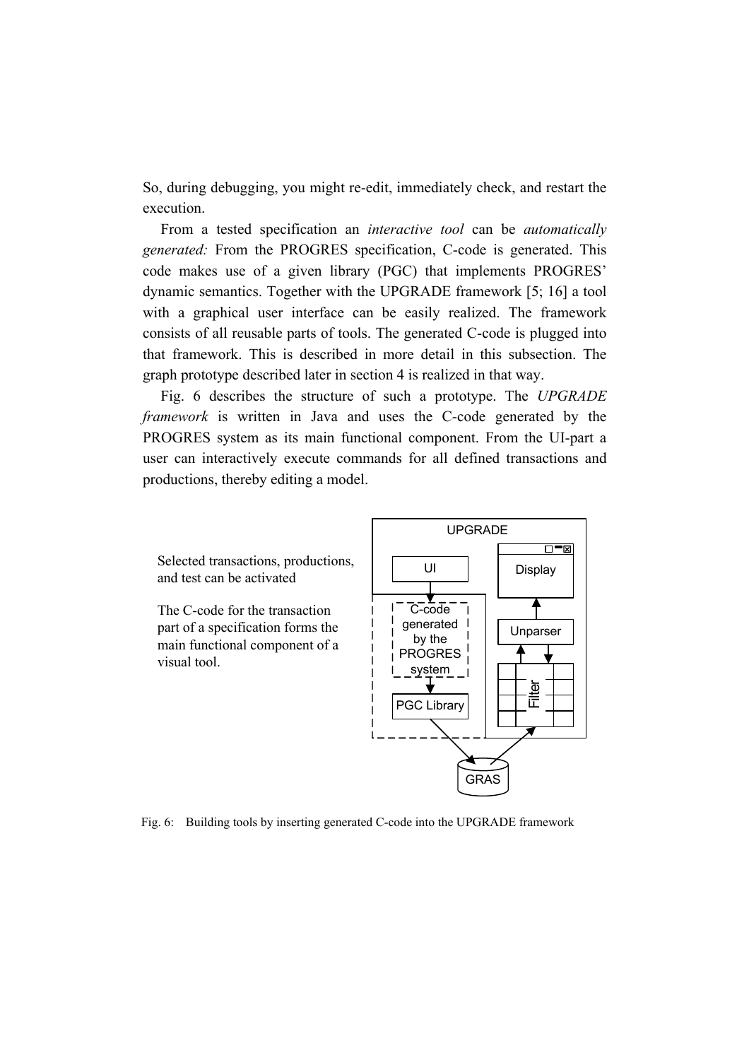So, during debugging, you might re-edit, immediately check, and restart the execution.

From a tested specification an *interactive tool* can be *automatically generated:* From the PROGRES specification, C-code is generated. This code makes use of a given library (PGC) that implements PROGRES' dynamic semantics. Together with the UPGRADE framework [5; 16] a tool with a graphical user interface can be easily realized. The framework consists of all reusable parts of tools. The generated C-code is plugged into that framework. This is described in more detail in this subsection. The graph prototype described later in section 4 is realized in that way.

Fig. 6 describes the structure of such a prototype. The *UPGRADE framework* is written in Java and uses the C-code generated by the PROGRES system as its main functional component. From the UI-part a user can interactively execute commands for all defined transactions and productions, thereby editing a model.

Selected transactions, productions, and test can be activated

The C-code for the transaction part of a specification forms the main functional component of a visual tool.

UPGRADE

UI

Display

C-code generated by the PROGRES system

Unparser

Filter

PGC Library

GRAS

Fig. 6: Building tools by inserting generated C-code into the UPGRADE framework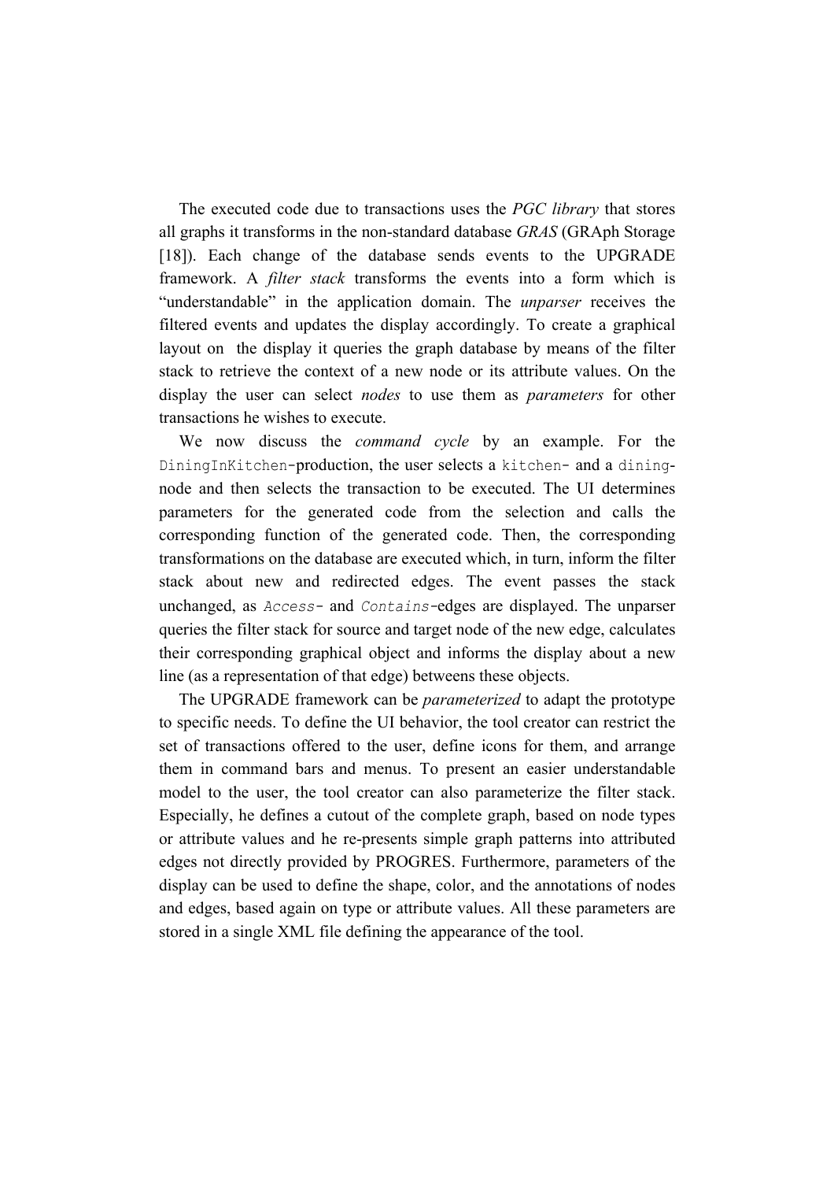The executed code due to transactions uses the *PGC library* that stores all graphs it transforms in the non-standard database *GRAS* (GRAph Storage [18]). Each change of the database sends events to the UPGRADE framework. A *filter stack* transforms the events into a form which is "understandable" in the application domain. The *unparser* receives the filtered events and updates the display accordingly. To create a graphical layout on the display it queries the graph database by means of the filter stack to retrieve the context of a new node or its attribute values. On the display the user can select *nodes* to use them as *parameters* for other transactions he wishes to execute.

We now discuss the *command cycle* by an example. For the `DiningInKitchen`-production, the user selects a `kitchen`- and a `dining`-node and then selects the transaction to be executed. The UI determines parameters for the generated code from the selection and calls the corresponding function of the generated code. Then, the corresponding transformations on the database are executed which, in turn, inform the filter stack about new and redirected edges. The event passes the stack unchanged, as *`Access`*- and *`Contains`*-edges are displayed. The unparser queries the filter stack for source and target node of the new edge, calculates their corresponding graphical object and informs the display about a new line (as a representation of that edge) betweens these objects.

The UPGRADE framework can be *parameterized* to adapt the prototype to specific needs. To define the UI behavior, the tool creator can restrict the set of transactions offered to the user, define icons for them, and arrange them in command bars and menus. To present an easier understandable model to the user, the tool creator can also parameterize the filter stack. Especially, he defines a cutout of the complete graph, based on node types or attribute values and he re-presents simple graph patterns into attributed edges not directly provided by PROGRES. Furthermore, parameters of the display can be used to define the shape, color, and the annotations of nodes and edges, based again on type or attribute values. All these parameters are stored in a single XML file defining the appearance of the tool.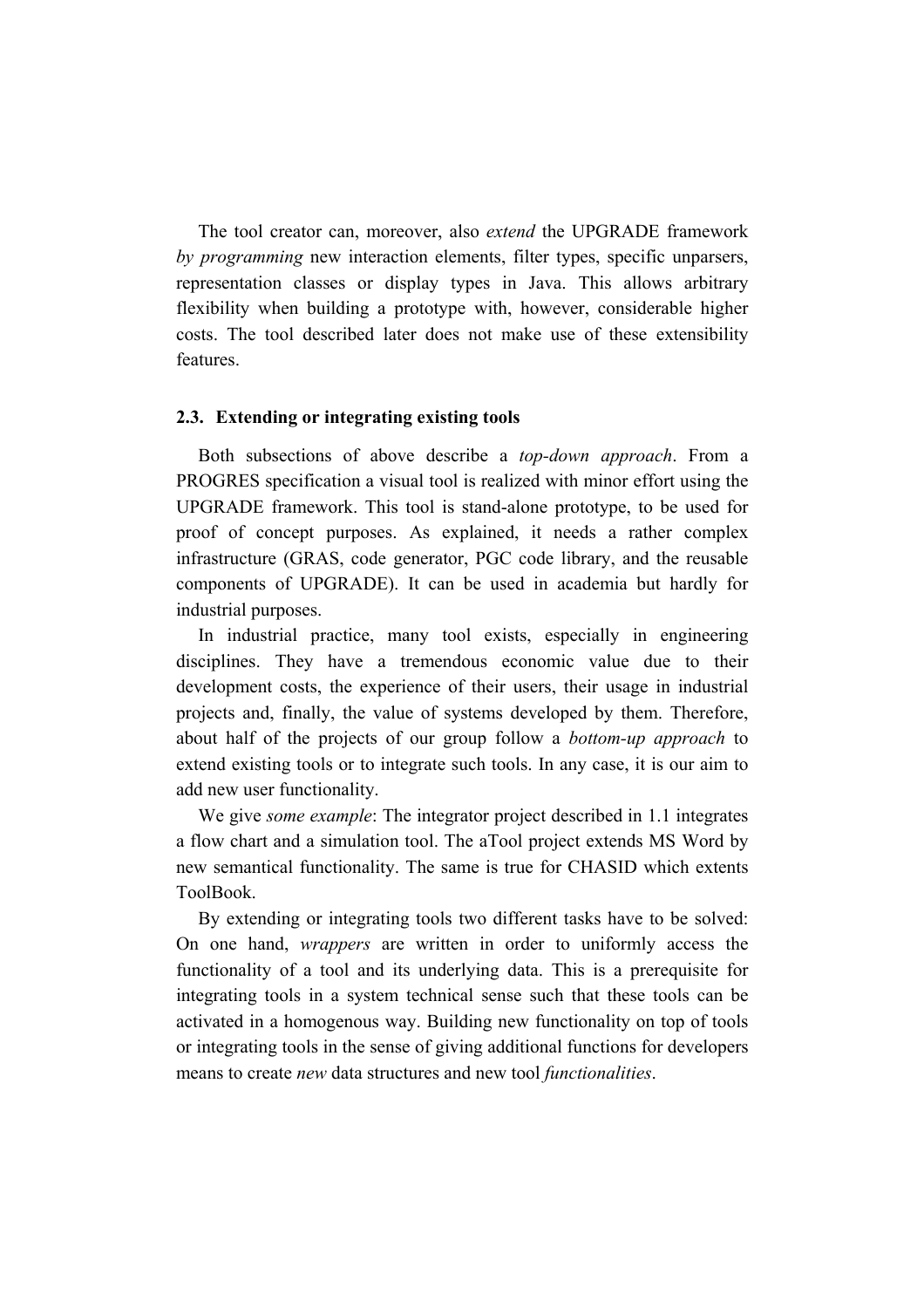The tool creator can, moreover, also *extend* the UPGRADE framework *by programming* new interaction elements, filter types, specific unparsers, representation classes or display types in Java. This allows arbitrary flexibility when building a prototype with, however, considerable higher costs. The tool described later does not make use of these extensibility features.

### 2.3. Extending or integrating existing tools

Both subsections of above describe a *top-down approach*. From a PROGRES specification a visual tool is realized with minor effort using the UPGRADE framework. This tool is stand-alone prototype, to be used for proof of concept purposes. As explained, it needs a rather complex infrastructure (GRAS, code generator, PGC code library, and the reusable components of UPGRADE). It can be used in academia but hardly for industrial purposes.

In industrial practice, many tool exists, especially in engineering disciplines. They have a tremendous economic value due to their development costs, the experience of their users, their usage in industrial projects and, finally, the value of systems developed by them. Therefore, about half of the projects of our group follow a *bottom-up approach* to extend existing tools or to integrate such tools. In any case, it is our aim to add new user functionality.

We give *some example*: The integrator project described in 1.1 integrates a flow chart and a simulation tool. The aTool project extends MS Word by new semantical functionality. The same is true for CHASID which extents ToolBook.

By extending or integrating tools two different tasks have to be solved: On one hand, *wrappers* are written in order to uniformly access the functionality of a tool and its underlying data. This is a prerequisite for integrating tools in a system technical sense such that these tools can be activated in a homogenous way. Building new functionality on top of tools or integrating tools in the sense of giving additional functions for developers means to create *new* data structures and new tool *functionalities*.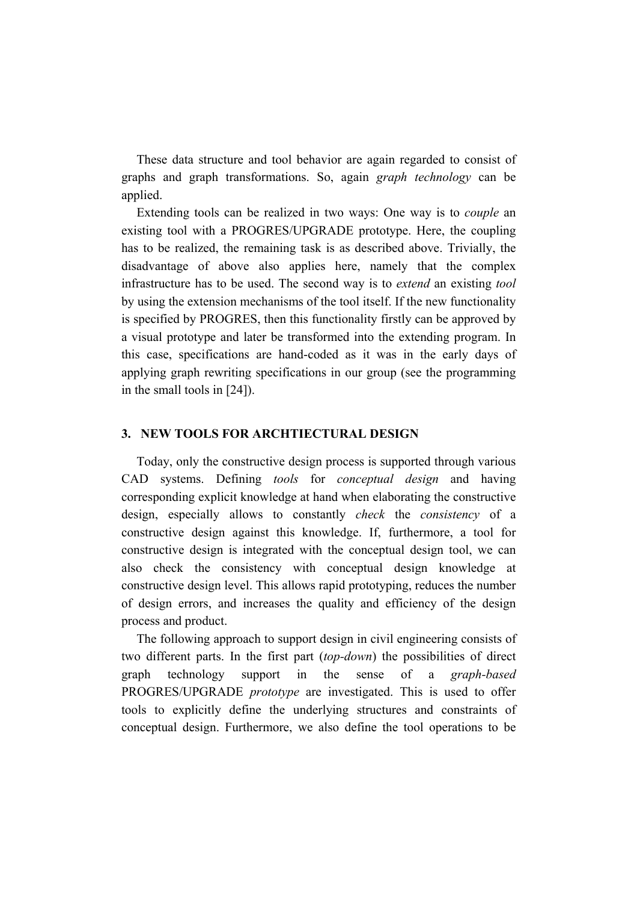These data structure and tool behavior are again regarded to consist of graphs and graph transformations. So, again *graph technology* can be applied.

Extending tools can be realized in two ways: One way is to *couple* an existing tool with a PROGRES/UPGRADE prototype. Here, the coupling has to be realized, the remaining task is as described above. Trivially, the disadvantage of above also applies here, namely that the complex infrastructure has to be used. The second way is to *extend* an existing *tool* by using the extension mechanisms of the tool itself. If the new functionality is specified by PROGRES, then this functionality firstly can be approved by a visual prototype and later be transformed into the extending program. In this case, specifications are hand-coded as it was in the early days of applying graph rewriting specifications in our group (see the programming in the small tools in [24]).

## 3. NEW TOOLS FOR ARCHTIECTURAL DESIGN

Today, only the constructive design process is supported through various CAD systems. Defining *tools* for *conceptual design* and having corresponding explicit knowledge at hand when elaborating the constructive design, especially allows to constantly *check* the *consistency* of a constructive design against this knowledge. If, furthermore, a tool for constructive design is integrated with the conceptual design tool, we can also check the consistency with conceptual design knowledge at constructive design level. This allows rapid prototyping, reduces the number of design errors, and increases the quality and efficiency of the design process and product.

The following approach to support design in civil engineering consists of two different parts. In the first part (*top-down*) the possibilities of direct graph technology support in the sense of a *graph-based* PROGRES/UPGRADE *prototype* are investigated. This is used to offer tools to explicitly define the underlying structures and constraints of conceptual design. Furthermore, we also define the tool operations to be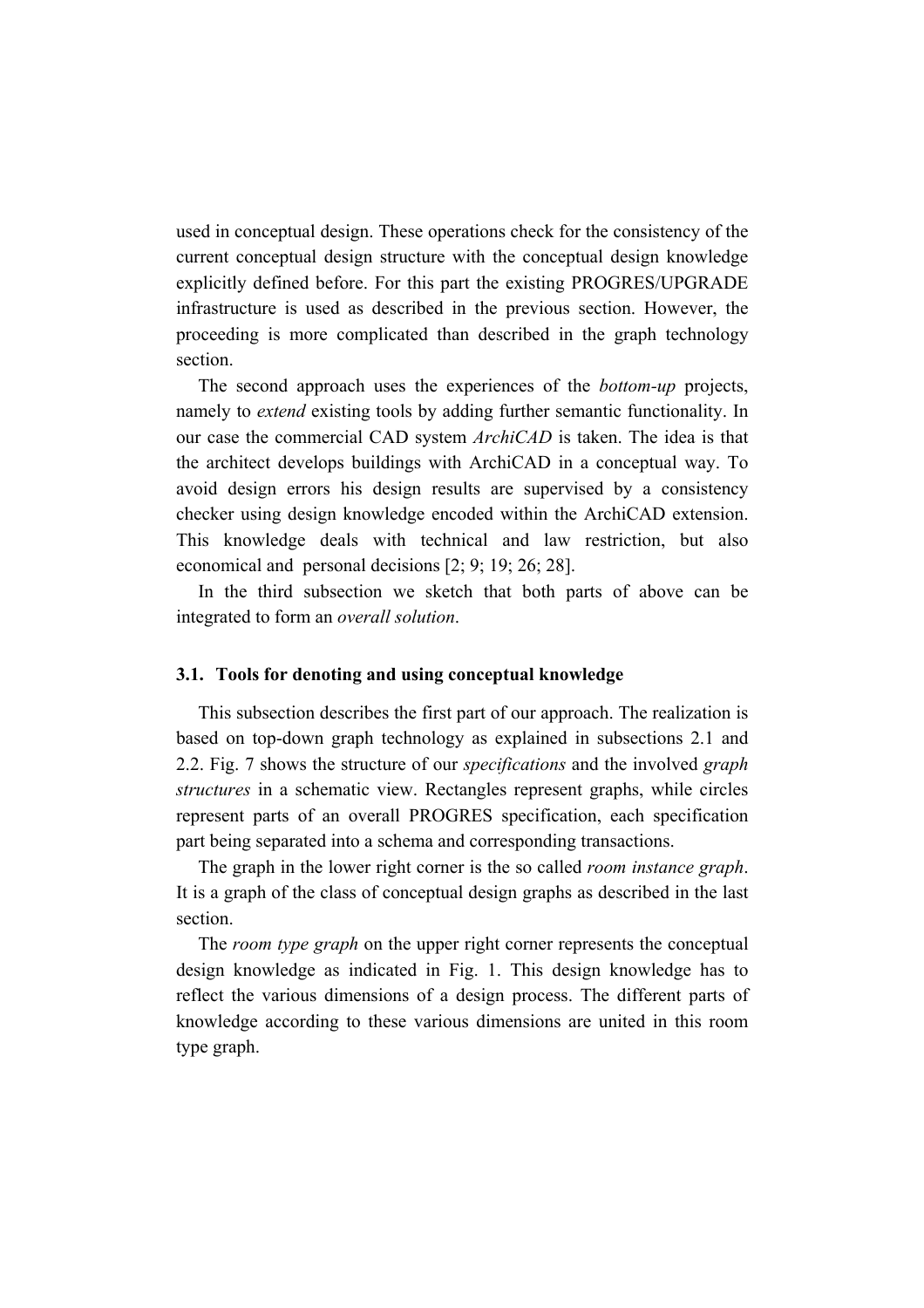used in conceptual design. These operations check for the consistency of the current conceptual design structure with the conceptual design knowledge explicitly defined before. For this part the existing PROGRES/UPGRADE infrastructure is used as described in the previous section. However, the proceeding is more complicated than described in the graph technology section.

The second approach uses the experiences of the *bottom-up* projects, namely to *extend* existing tools by adding further semantic functionality. In our case the commercial CAD system *ArchiCAD* is taken. The idea is that the architect develops buildings with ArchiCAD in a conceptual way. To avoid design errors his design results are supervised by a consistency checker using design knowledge encoded within the ArchiCAD extension. This knowledge deals with technical and law restriction, but also economical and personal decisions [2; 9; 19; 26; 28].

In the third subsection we sketch that both parts of above can be integrated to form an *overall solution*.

### 3.1. Tools for denoting and using conceptual knowledge

This subsection describes the first part of our approach. The realization is based on top-down graph technology as explained in subsections 2.1 and 2.2. Fig. 7 shows the structure of our *specifications* and the involved *graph structures* in a schematic view. Rectangles represent graphs, while circles represent parts of an overall PROGRES specification, each specification part being separated into a schema and corresponding transactions.

The graph in the lower right corner is the so called *room instance graph*. It is a graph of the class of conceptual design graphs as described in the last section.

The *room type graph* on the upper right corner represents the conceptual design knowledge as indicated in Fig. 1. This design knowledge has to reflect the various dimensions of a design process. The different parts of knowledge according to these various dimensions are united in this room type graph.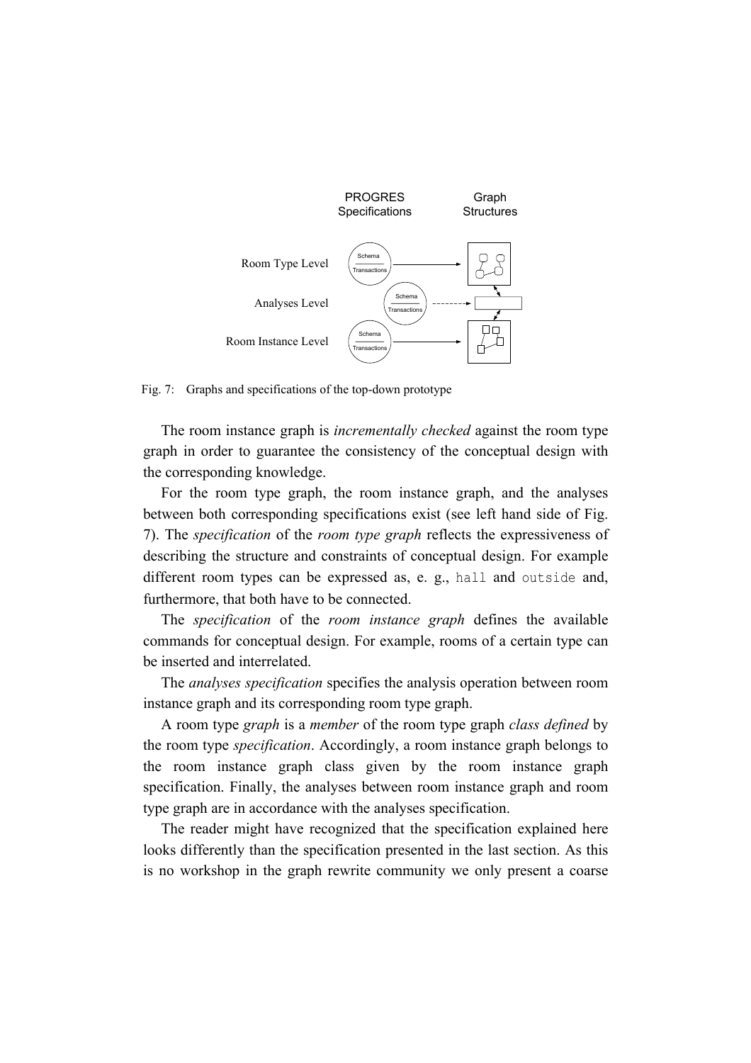PROGRES Specifications | Graph Structures

Room Type Level — Schema / Transactions

Analyses Level — Schema / Transactions

Room Instance Level — Schema / Transactions

Fig. 7: Graphs and specifications of the top-down prototype

The room instance graph is *incrementally checked* against the room type graph in order to guarantee the consistency of the conceptual design with the corresponding knowledge.

For the room type graph, the room instance graph, and the analyses between both corresponding specifications exist (see left hand side of Fig. 7). The *specification* of the *room type graph* reflects the expressiveness of describing the structure and constraints of conceptual design. For example different room types can be expressed as, e. g., `hall` and `outside` and, furthermore, that both have to be connected.

The *specification* of the *room instance graph* defines the available commands for conceptual design. For example, rooms of a certain type can be inserted and interrelated.

The *analyses specification* specifies the analysis operation between room instance graph and its corresponding room type graph.

A room type *graph* is a *member* of the room type graph *class defined* by the room type *specification*. Accordingly, a room instance graph belongs to the room instance graph class given by the room instance graph specification. Finally, the analyses between room instance graph and room type graph are in accordance with the analyses specification.

The reader might have recognized that the specification explained here looks differently than the specification presented in the last section. As this is no workshop in the graph rewrite community we only present a coarse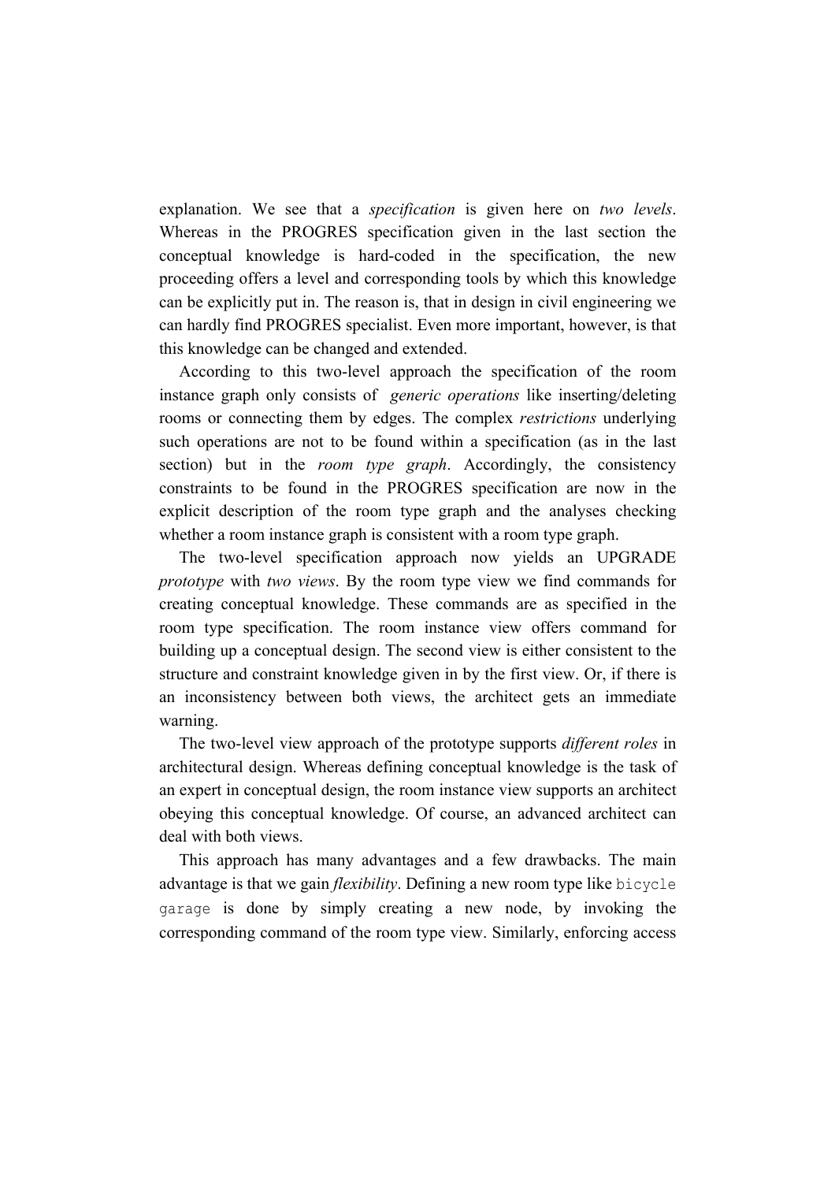explanation. We see that a *specification* is given here on *two levels*. Whereas in the PROGRES specification given in the last section the conceptual knowledge is hard-coded in the specification, the new proceeding offers a level and corresponding tools by which this knowledge can be explicitly put in. The reason is, that in design in civil engineering we can hardly find PROGRES specialist. Even more important, however, is that this knowledge can be changed and extended.

According to this two-level approach the specification of the room instance graph only consists of *generic operations* like inserting/deleting rooms or connecting them by edges. The complex *restrictions* underlying such operations are not to be found within a specification (as in the last section) but in the *room type graph*. Accordingly, the consistency constraints to be found in the PROGRES specification are now in the explicit description of the room type graph and the analyses checking whether a room instance graph is consistent with a room type graph.

The two-level specification approach now yields an UPGRADE *prototype* with *two views*. By the room type view we find commands for creating conceptual knowledge. These commands are as specified in the room type specification. The room instance view offers command for building up a conceptual design. The second view is either consistent to the structure and constraint knowledge given in by the first view. Or, if there is an inconsistency between both views, the architect gets an immediate warning.

The two-level view approach of the prototype supports *different roles* in architectural design. Whereas defining conceptual knowledge is the task of an expert in conceptual design, the room instance view supports an architect obeying this conceptual knowledge. Of course, an advanced architect can deal with both views.

This approach has many advantages and a few drawbacks. The main advantage is that we gain *flexibility*. Defining a new room type like `bicycle garage` is done by simply creating a new node, by invoking the corresponding command of the room type view. Similarly, enforcing access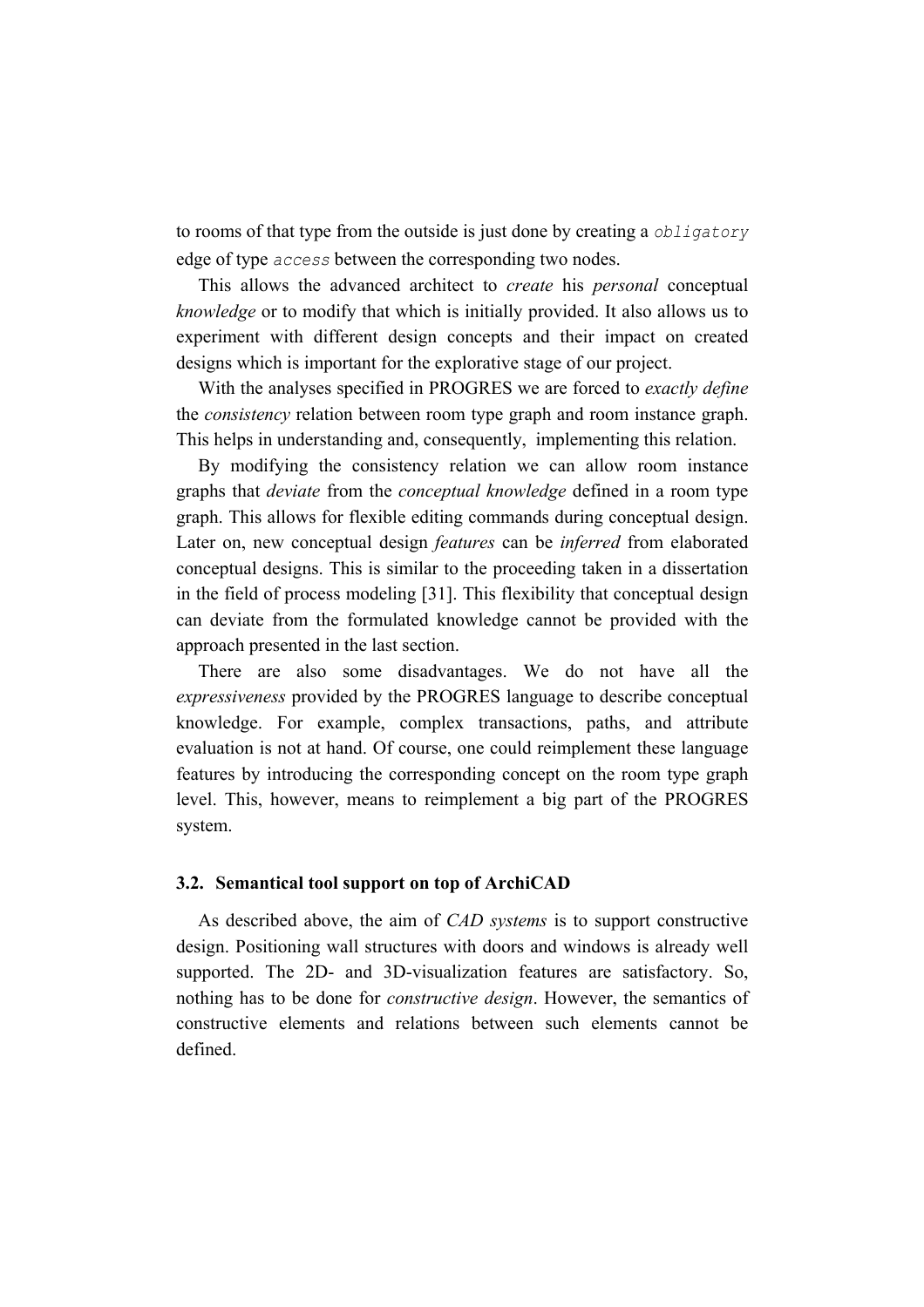to rooms of that type from the outside is just done by creating a `obligatory` edge of type `access` between the corresponding two nodes.

This allows the advanced architect to *create* his *personal* conceptual *knowledge* or to modify that which is initially provided. It also allows us to experiment with different design concepts and their impact on created designs which is important for the explorative stage of our project.

With the analyses specified in PROGRES we are forced to *exactly define* the *consistency* relation between room type graph and room instance graph. This helps in understanding and, consequently, implementing this relation.

By modifying the consistency relation we can allow room instance graphs that *deviate* from the *conceptual knowledge* defined in a room type graph. This allows for flexible editing commands during conceptual design. Later on, new conceptual design *features* can be *inferred* from elaborated conceptual designs. This is similar to the proceeding taken in a dissertation in the field of process modeling [31]. This flexibility that conceptual design can deviate from the formulated knowledge cannot be provided with the approach presented in the last section.

There are also some disadvantages. We do not have all the *expressiveness* provided by the PROGRES language to describe conceptual knowledge. For example, complex transactions, paths, and attribute evaluation is not at hand. Of course, one could reimplement these language features by introducing the corresponding concept on the room type graph level. This, however, means to reimplement a big part of the PROGRES system.

### 3.2. Semantical tool support on top of ArchiCAD

As described above, the aim of *CAD systems* is to support constructive design. Positioning wall structures with doors and windows is already well supported. The 2D- and 3D-visualization features are satisfactory. So, nothing has to be done for *constructive design*. However, the semantics of constructive elements and relations between such elements cannot be defined.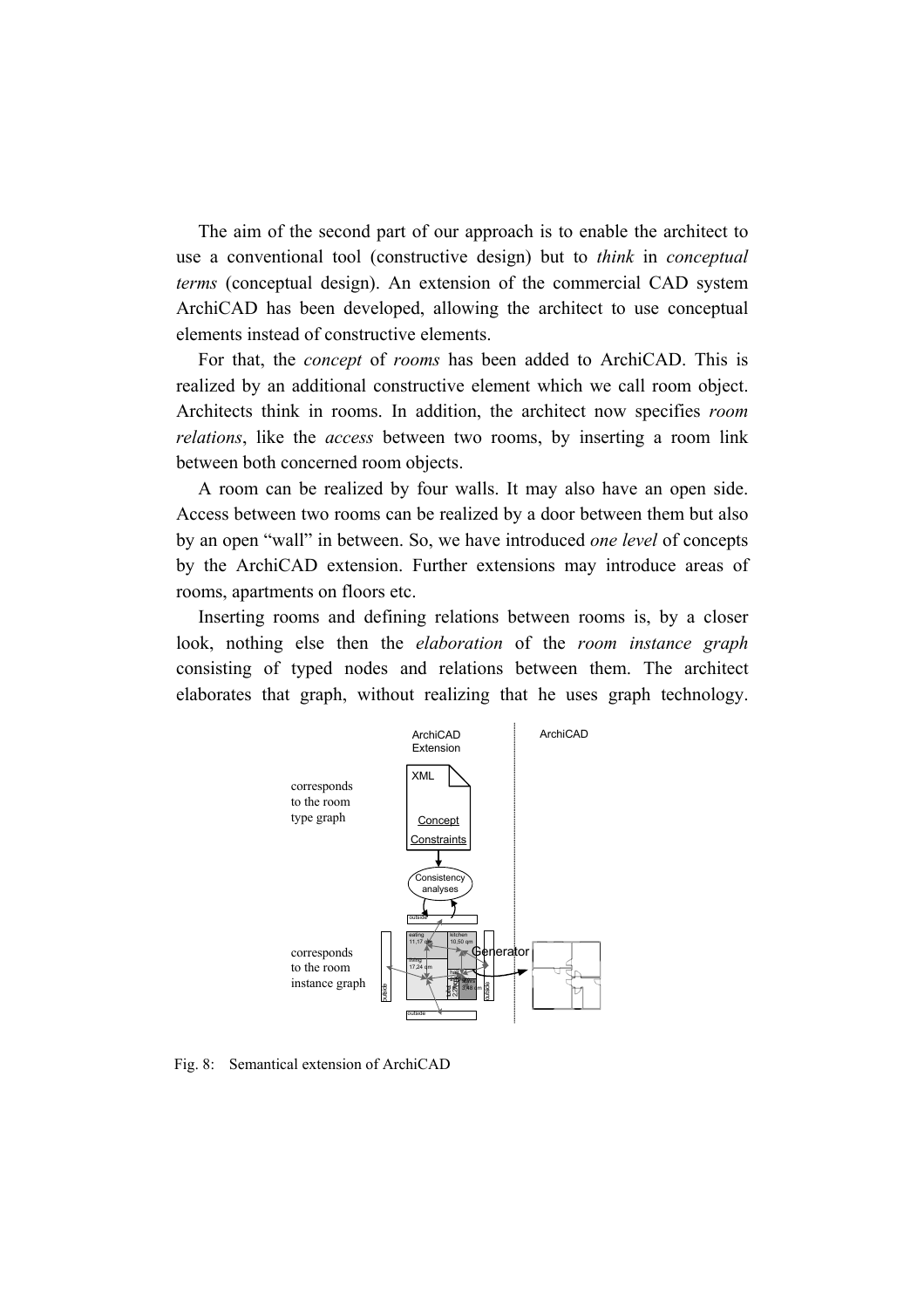The aim of the second part of our approach is to enable the architect to use a conventional tool (constructive design) but to *think* in *conceptual terms* (conceptual design). An extension of the commercial CAD system ArchiCAD has been developed, allowing the architect to use conceptual elements instead of constructive elements.

For that, the *concept* of *rooms* has been added to ArchiCAD. This is realized by an additional constructive element which we call room object. Architects think in rooms. In addition, the architect now specifies *room relations*, like the *access* between two rooms, by inserting a room link between both concerned room objects.

A room can be realized by four walls. It may also have an open side. Access between two rooms can be realized by a door between them but also by an open "wall" in between. So, we have introduced *one level* of concepts by the ArchiCAD extension. Further extensions may introduce areas of rooms, apartments on floors etc.

Inserting rooms and defining relations between rooms is, by a closer look, nothing else then the *elaboration* of the *room instance graph* consisting of typed nodes and relations between them. The architect elaborates that graph, without realizing that he uses graph technology.

Fig. 8: Semantical extension of ArchiCAD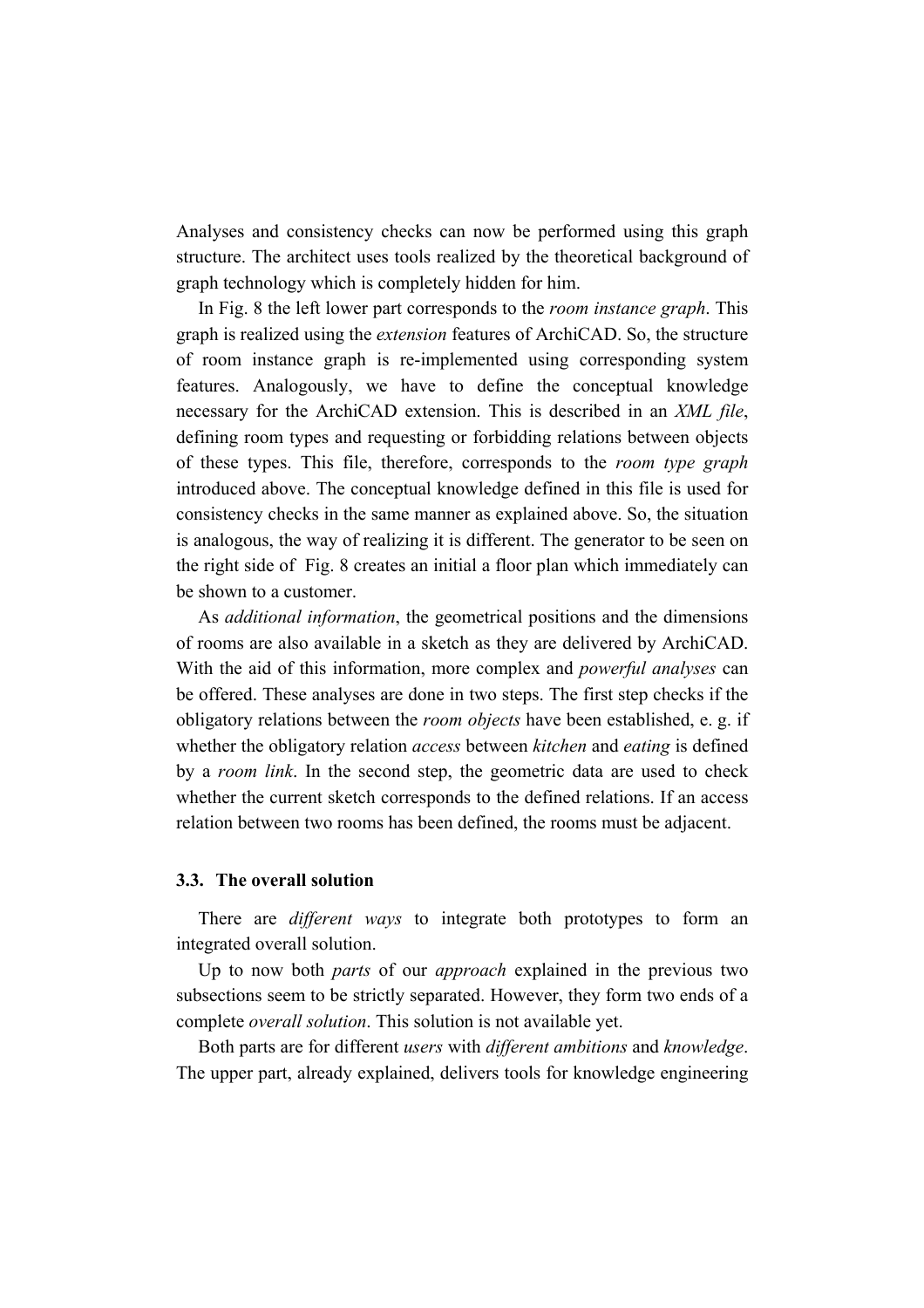Analyses and consistency checks can now be performed using this graph structure. The architect uses tools realized by the theoretical background of graph technology which is completely hidden for him.

In Fig. 8 the left lower part corresponds to the *room instance graph*. This graph is realized using the *extension* features of ArchiCAD. So, the structure of room instance graph is re-implemented using corresponding system features. Analogously, we have to define the conceptual knowledge necessary for the ArchiCAD extension. This is described in an *XML file*, defining room types and requesting or forbidding relations between objects of these types. This file, therefore, corresponds to the *room type graph* introduced above. The conceptual knowledge defined in this file is used for consistency checks in the same manner as explained above. So, the situation is analogous, the way of realizing it is different. The generator to be seen on the right side of Fig. 8 creates an initial a floor plan which immediately can be shown to a customer.

As *additional information*, the geometrical positions and the dimensions of rooms are also available in a sketch as they are delivered by ArchiCAD. With the aid of this information, more complex and *powerful analyses* can be offered. These analyses are done in two steps. The first step checks if the obligatory relations between the *room objects* have been established, e. g. if whether the obligatory relation *access* between *kitchen* and *eating* is defined by a *room link*. In the second step, the geometric data are used to check whether the current sketch corresponds to the defined relations. If an access relation between two rooms has been defined, the rooms must be adjacent.

### 3.3. The overall solution

There are *different ways* to integrate both prototypes to form an integrated overall solution.

Up to now both *parts* of our *approach* explained in the previous two subsections seem to be strictly separated. However, they form two ends of a complete *overall solution*. This solution is not available yet.

Both parts are for different *users* with *different ambitions* and *knowledge*. The upper part, already explained, delivers tools for knowledge engineering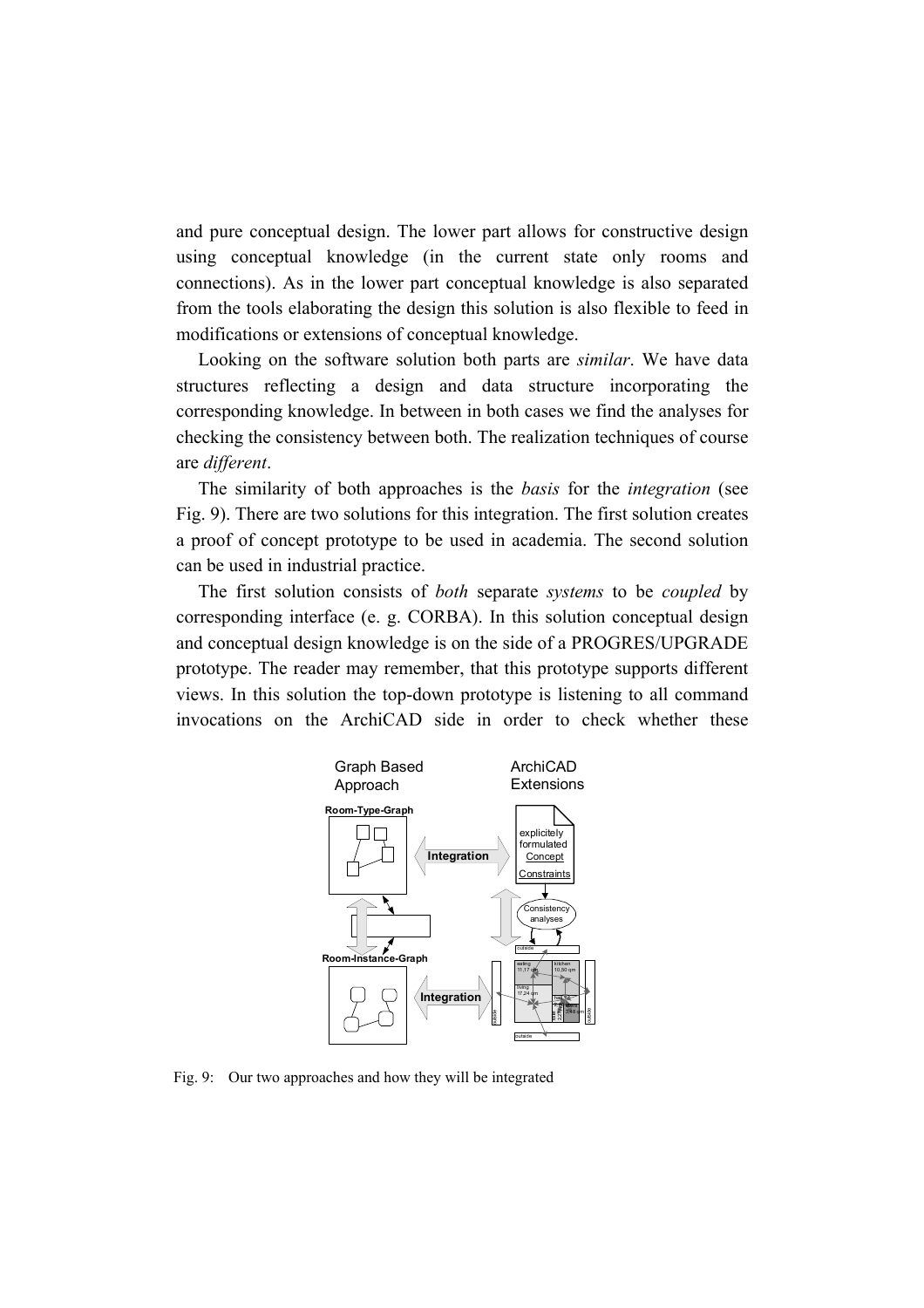and pure conceptual design. The lower part allows for constructive design using conceptual knowledge (in the current state only rooms and connections). As in the lower part conceptual knowledge is also separated from the tools elaborating the design this solution is also flexible to feed in modifications or extensions of conceptual knowledge.

Looking on the software solution both parts are *similar*. We have data structures reflecting a design and data structure incorporating the corresponding knowledge. In between in both cases we find the analyses for checking the consistency between both. The realization techniques of course are *different*.

The similarity of both approaches is the *basis* for the *integration* (see Fig. 9). There are two solutions for this integration. The first solution creates a proof of concept prototype to be used in academia. The second solution can be used in industrial practice.

The first solution consists of *both* separate *systems* to be *coupled* by corresponding interface (e. g. CORBA). In this solution conceptual design and conceptual design knowledge is on the side of a PROGRES/UPGRADE prototype. The reader may remember, that this prototype supports different views. In this solution the top-down prototype is listening to all command invocations on the ArchiCAD side in order to check whether these

Fig. 9: Our two approaches and how they will be integrated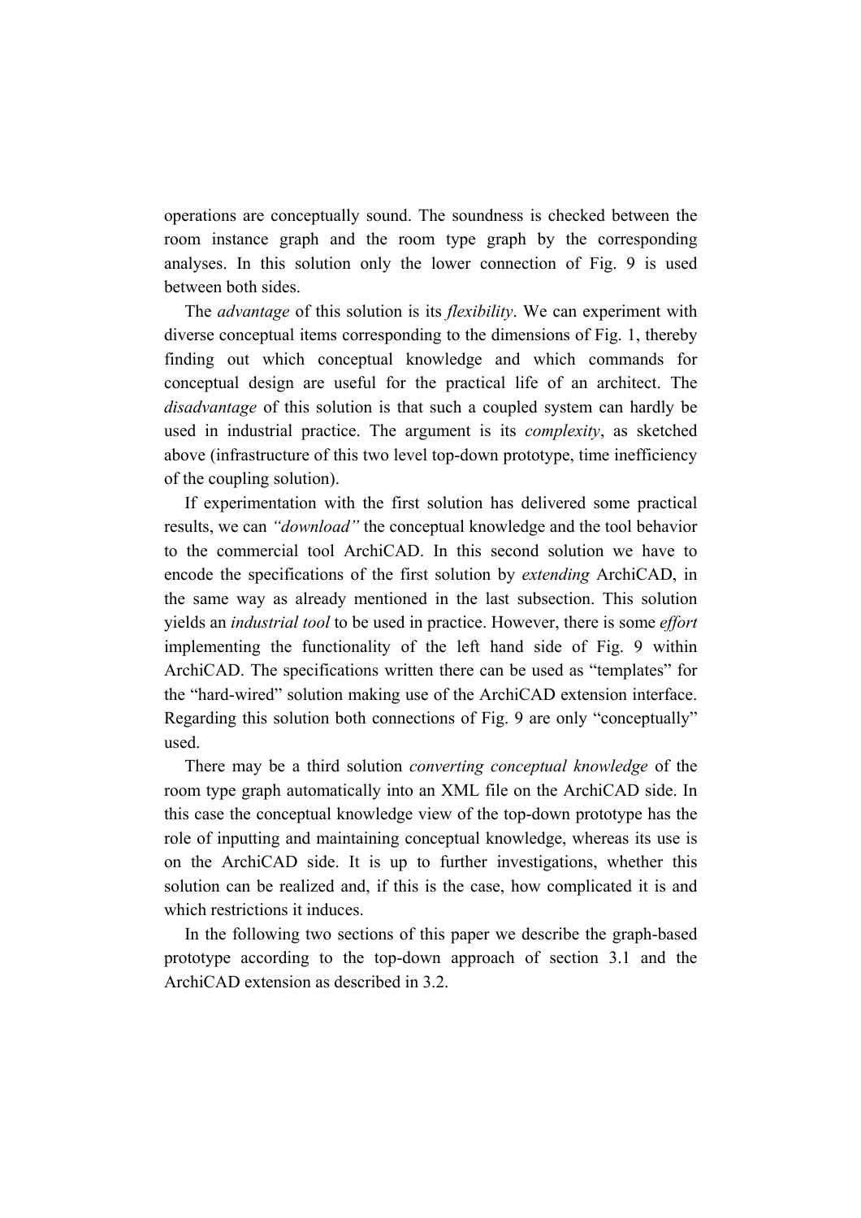operations are conceptually sound. The soundness is checked between the room instance graph and the room type graph by the corresponding analyses. In this solution only the lower connection of Fig. 9 is used between both sides.

The *advantage* of this solution is its *flexibility*. We can experiment with diverse conceptual items corresponding to the dimensions of Fig. 1, thereby finding out which conceptual knowledge and which commands for conceptual design are useful for the practical life of an architect. The *disadvantage* of this solution is that such a coupled system can hardly be used in industrial practice. The argument is its *complexity*, as sketched above (infrastructure of this two level top-down prototype, time inefficiency of the coupling solution).

If experimentation with the first solution has delivered some practical results, we can *"download"* the conceptual knowledge and the tool behavior to the commercial tool ArchiCAD. In this second solution we have to encode the specifications of the first solution by *extending* ArchiCAD, in the same way as already mentioned in the last subsection. This solution yields an *industrial tool* to be used in practice. However, there is some *effort* implementing the functionality of the left hand side of Fig. 9 within ArchiCAD. The specifications written there can be used as "templates" for the "hard-wired" solution making use of the ArchiCAD extension interface. Regarding this solution both connections of Fig. 9 are only "conceptually" used.

There may be a third solution *converting conceptual knowledge* of the room type graph automatically into an XML file on the ArchiCAD side. In this case the conceptual knowledge view of the top-down prototype has the role of inputting and maintaining conceptual knowledge, whereas its use is on the ArchiCAD side. It is up to further investigations, whether this solution can be realized and, if this is the case, how complicated it is and which restrictions it induces.

In the following two sections of this paper we describe the graph-based prototype according to the top-down approach of section 3.1 and the ArchiCAD extension as described in 3.2.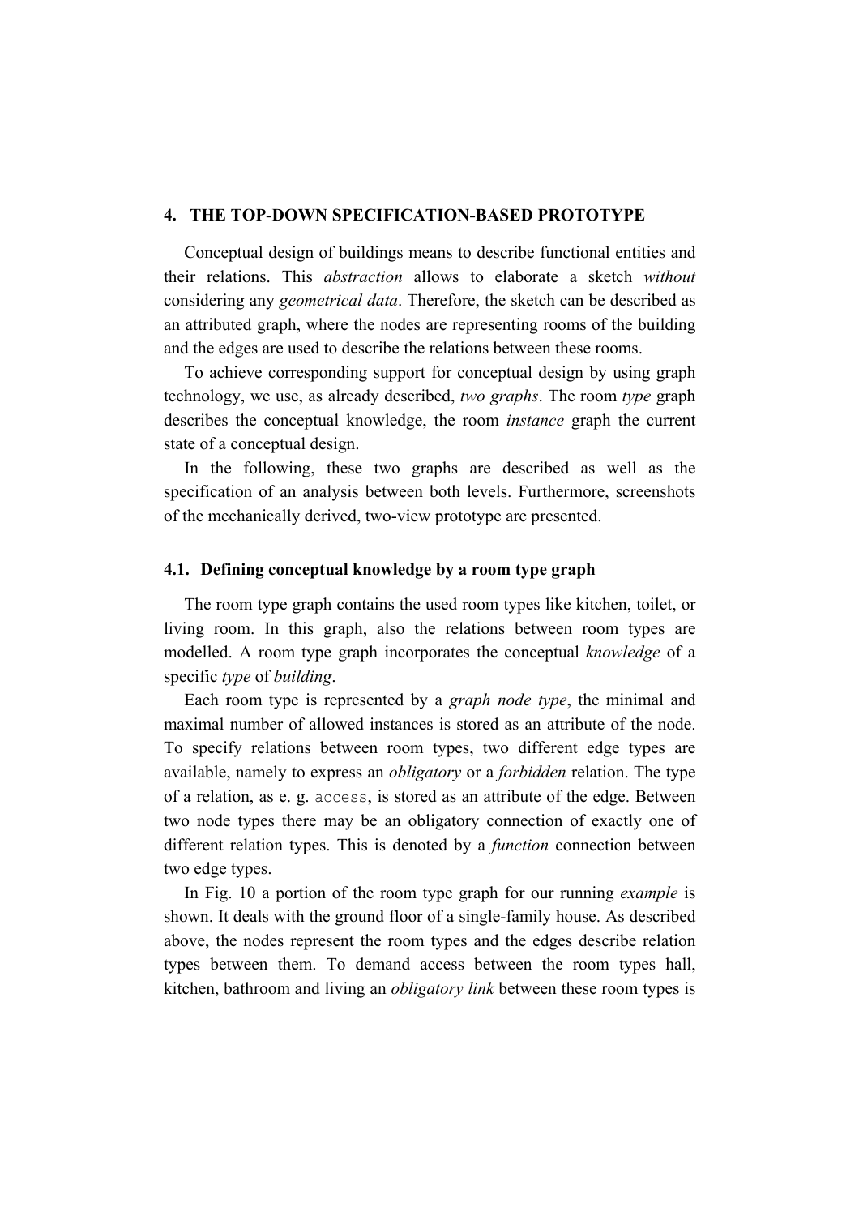## 4. THE TOP-DOWN SPECIFICATION-BASED PROTOTYPE

Conceptual design of buildings means to describe functional entities and their relations. This *abstraction* allows to elaborate a sketch *without* considering any *geometrical data*. Therefore, the sketch can be described as an attributed graph, where the nodes are representing rooms of the building and the edges are used to describe the relations between these rooms.

To achieve corresponding support for conceptual design by using graph technology, we use, as already described, *two graphs*. The room *type* graph describes the conceptual knowledge, the room *instance* graph the current state of a conceptual design.

In the following, these two graphs are described as well as the specification of an analysis between both levels. Furthermore, screenshots of the mechanically derived, two-view prototype are presented.

### 4.1. Defining conceptual knowledge by a room type graph

The room type graph contains the used room types like kitchen, toilet, or living room. In this graph, also the relations between room types are modelled. A room type graph incorporates the conceptual *knowledge* of a specific *type* of *building*.

Each room type is represented by a *graph node type*, the minimal and maximal number of allowed instances is stored as an attribute of the node. To specify relations between room types, two different edge types are available, namely to express an *obligatory* or a *forbidden* relation. The type of a relation, as e. g. `access`, is stored as an attribute of the edge. Between two node types there may be an obligatory connection of exactly one of different relation types. This is denoted by a *function* connection between two edge types.

In Fig. 10 a portion of the room type graph for our running *example* is shown. It deals with the ground floor of a single-family house. As described above, the nodes represent the room types and the edges describe relation types between them. To demand access between the room types hall, kitchen, bathroom and living an *obligatory link* between these room types is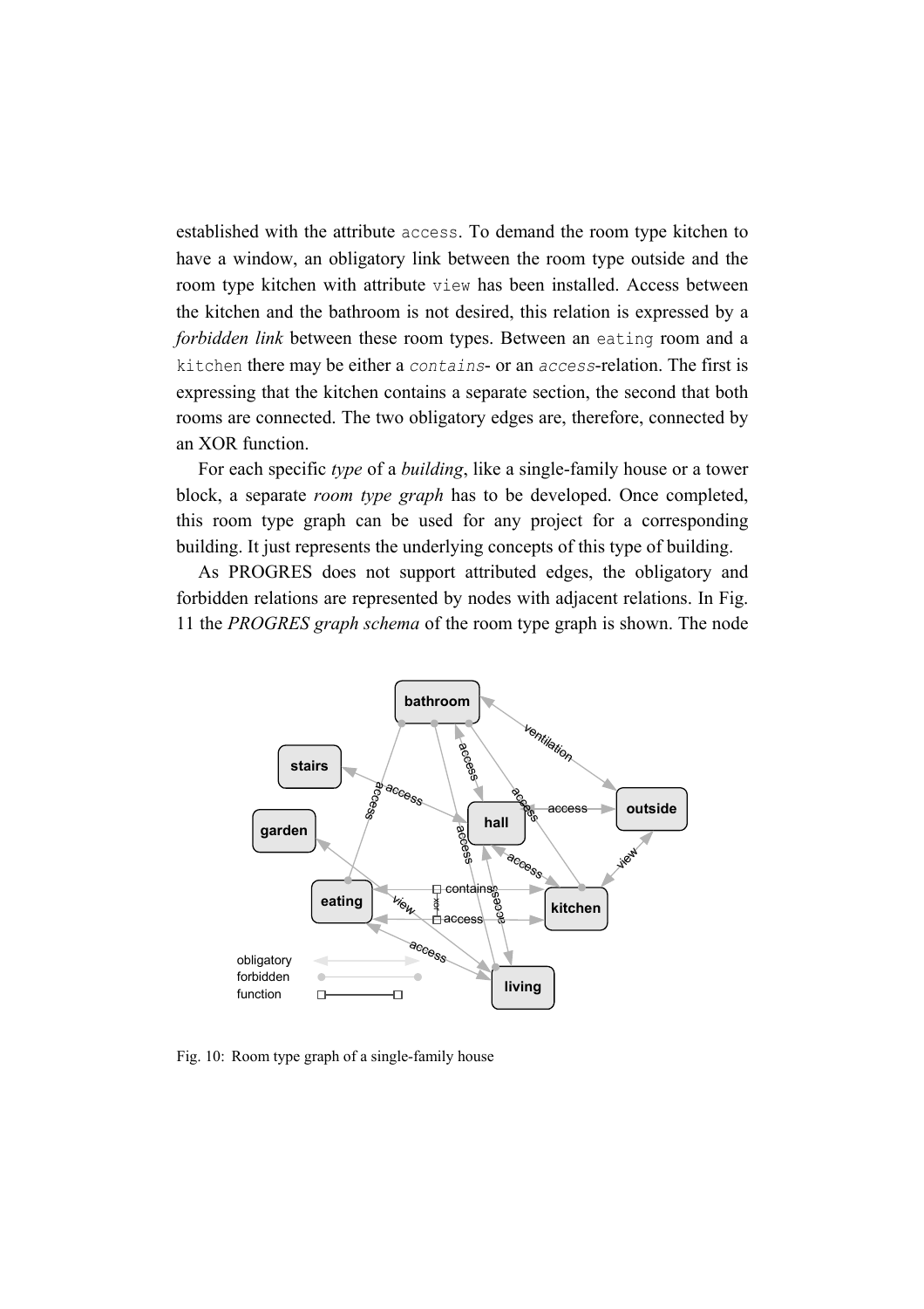established with the attribute `access`. To demand the room type kitchen to have a window, an obligatory link between the room type outside and the room type kitchen with attribute `view` has been installed. Access between the kitchen and the bathroom is not desired, this relation is expressed by a *forbidden link* between these room types. Between an `eating` room and a `kitchen` there may be either a *contains*- or an *access*-relation. The first is expressing that the kitchen contains a separate section, the second that both rooms are connected. The two obligatory edges are, therefore, connected by an XOR function.

For each specific *type* of a *building*, like a single-family house or a tower block, a separate *room type graph* has to be developed. Once completed, this room type graph can be used for any project for a corresponding building. It just represents the underlying concepts of this type of building.

As PROGRES does not support attributed edges, the obligatory and forbidden relations are represented by nodes with adjacent relations. In Fig. 11 the *PROGRES graph schema* of the room type graph is shown. The node

Fig. 10: Room type graph of a single-family house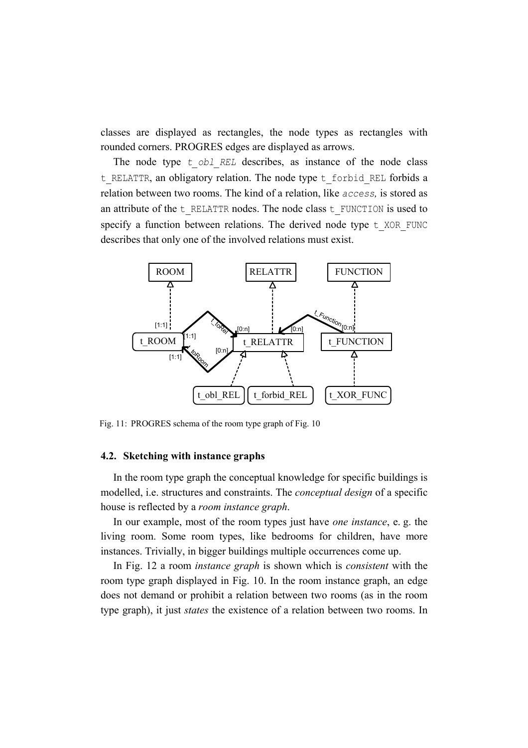classes are displayed as rectangles, the node types as rectangles with rounded corners. PROGRES edges are displayed as arrows.

The node type `t_obl_REL` describes, as instance of the node class `t_RELATTR`, an obligatory relation. The node type `t_forbid_REL` forbids a relation between two rooms. The kind of a relation, like *access,* is stored as an attribute of the `t_RELATTR` nodes. The node class `t_FUNCTION` is used to specify a function between relations. The derived node type `t_XOR_FUNC` describes that only one of the involved relations must exist.

Fig. 11: PROGRES schema of the room type graph of Fig. 10

### 4.2. Sketching with instance graphs

In the room type graph the conceptual knowledge for specific buildings is modelled, i.e. structures and constraints. The *conceptual design* of a specific house is reflected by a *room instance graph*.

In our example, most of the room types just have *one instance*, e. g. the living room. Some room types, like bedrooms for children, have more instances. Trivially, in bigger buildings multiple occurrences come up.

In Fig. 12 a room *instance graph* is shown which is *consistent* with the room type graph displayed in Fig. 10. In the room instance graph, an edge does not demand or prohibit a relation between two rooms (as in the room type graph), it just *states* the existence of a relation between two rooms. In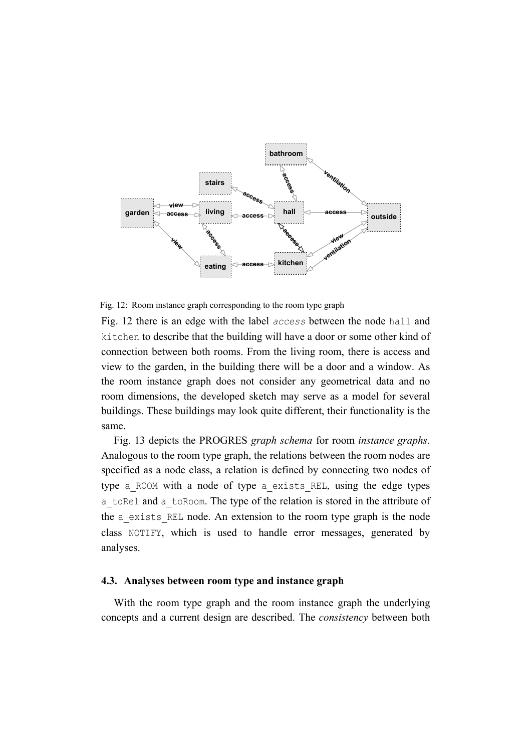Fig. 12: Room instance graph corresponding to the room type graph

Fig. 12 there is an edge with the label *access* between the node `hall` and `kitchen` to describe that the building will have a door or some other kind of connection between both rooms. From the living room, there is access and view to the garden, in the building there will be a door and a window. As the room instance graph does not consider any geometrical data and no room dimensions, the developed sketch may serve as a model for several buildings. These buildings may look quite different, their functionality is the same.

Fig. 13 depicts the PROGRES *graph schema* for room *instance graphs*. Analogous to the room type graph, the relations between the room nodes are specified as a node class, a relation is defined by connecting two nodes of type `a_ROOM` with a node of type `a_exists_REL`, using the edge types `a_toRel` and `a_toRoom`. The type of the relation is stored in the attribute of the `a_exists_REL` node. An extension to the room type graph is the node class `NOTIFY`, which is used to handle error messages, generated by analyses.

### 4.3. Analyses between room type and instance graph

With the room type graph and the room instance graph the underlying concepts and a current design are described. The *consistency* between both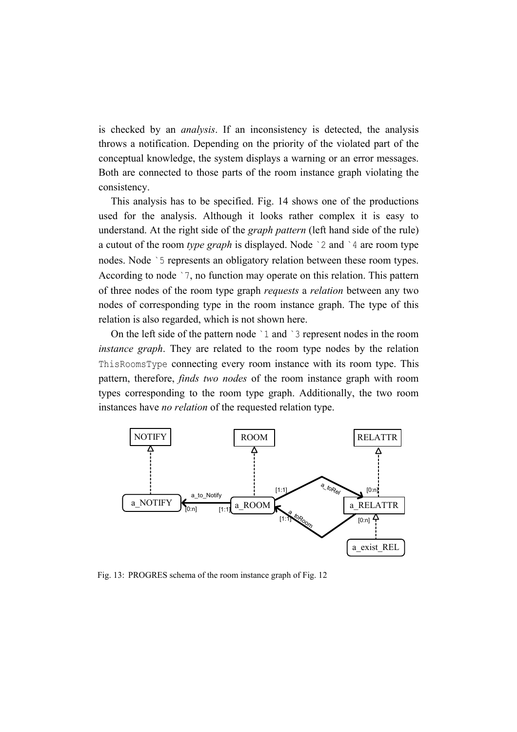is checked by an *analysis*. If an inconsistency is detected, the analysis throws a notification. Depending on the priority of the violated part of the conceptual knowledge, the system displays a warning or an error messages. Both are connected to those parts of the room instance graph violating the consistency.

This analysis has to be specified. Fig. 14 shows one of the productions used for the analysis. Although it looks rather complex it is easy to understand. At the right side of the *graph pattern* (left hand side of the rule) a cutout of the room *type graph* is displayed. Node `2 and `4 are room type nodes. Node `5 represents an obligatory relation between these room types. According to node `7, no function may operate on this relation. This pattern of three nodes of the room type graph *requests* a *relation* between any two nodes of corresponding type in the room instance graph. The type of this relation is also regarded, which is not shown here.

On the left side of the pattern node `1 and `3 represent nodes in the room *instance graph*. They are related to the room type nodes by the relation ThisRoomsType connecting every room instance with its room type. This pattern, therefore, *finds two nodes* of the room instance graph with room types corresponding to the room type graph. Additionally, the two room instances have *no relation* of the requested relation type.

NOTIFY ROOM RELATTR

a_NOTIFY a_to_Notify [0:n] [1:1] a_ROOM [1:1] a_toRel [0:n] a_RELATTR [1:1] a_toRoom [0:n] a_exist_REL

Fig. 13: PROGRES schema of the room instance graph of Fig. 12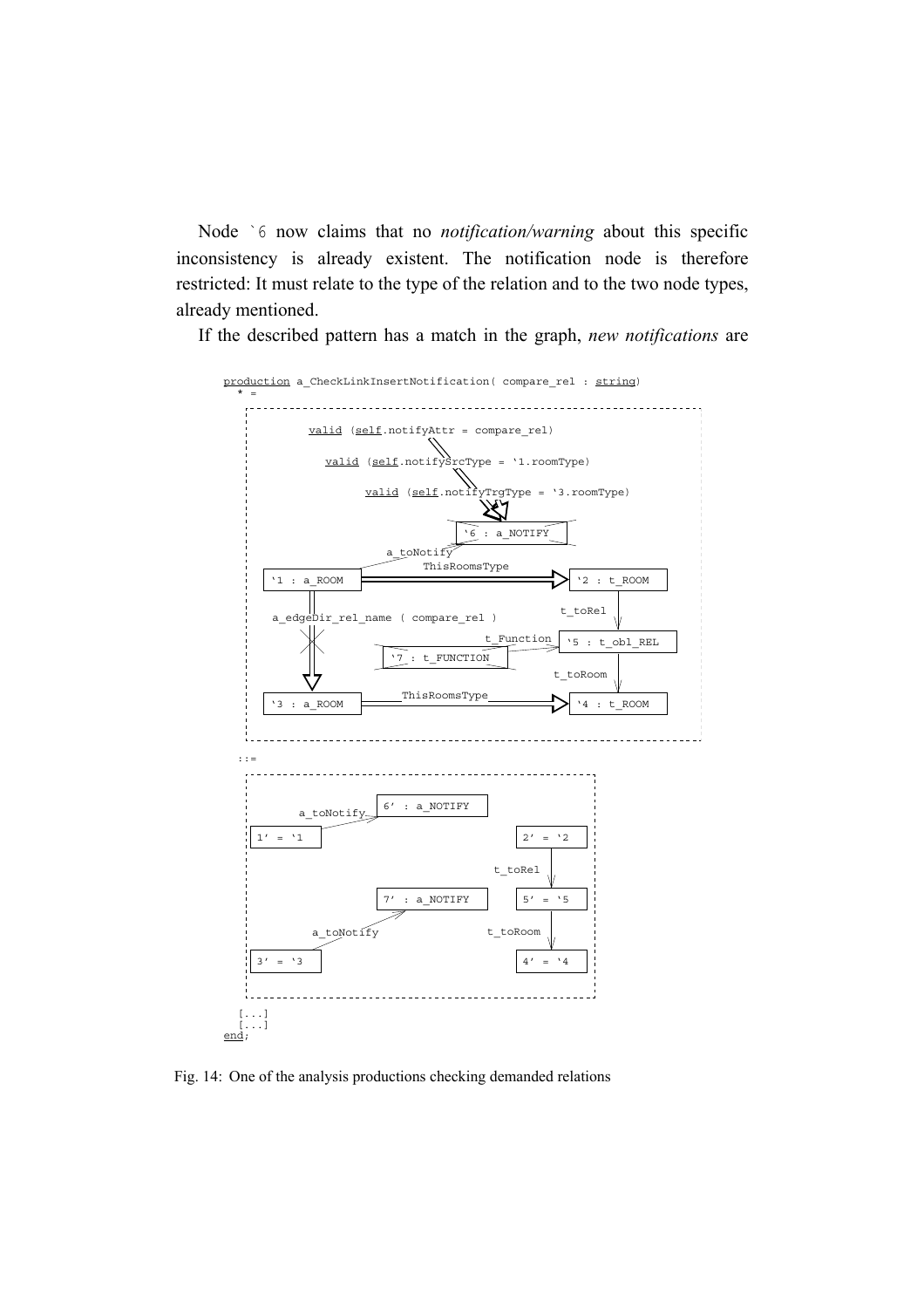Node `6 now claims that no *notification/warning* about this specific inconsistency is already existent. The notification node is therefore restricted: It must relate to the type of the relation and to the two node types, already mentioned.

If the described pattern has a match in the graph, *new notifications* are

```
production a_CheckLinkInsertNotification( compare_rel : string)
  * =

        valid (self.notifyAttr = compare_rel)

          valid (self.notifySrcType = `1.roomType)

                valid (self.notifyTrgType = `3.roomType)

                                   `6 : a_NOTIFY

                   a_toNotify
                                 ThisRoomsType
   `1 : a_ROOM                                          `2 : t_ROOM

                                                      t_toRel
     a_edgeDir_rel_name ( compare_rel )
                                         t_Function
                         `7 : t_FUNCTION               `5 : t_obl_REL

                                                      t_toRoom

   `3 : a_ROOM           ThisRoomsType                  `4 : t_ROOM

 ::=

                          6' : a_NOTIFY
              a_toNotify
   1' = `1                                   2' = `2

                                           t_toRel

                          7' : a_NOTIFY      5' = `5

              a_toNotify                  t_toRoom

   3' = `3                                   4' = `4

  [...]
  [...]
end;
```

Fig. 14: One of the analysis productions checking demanded relations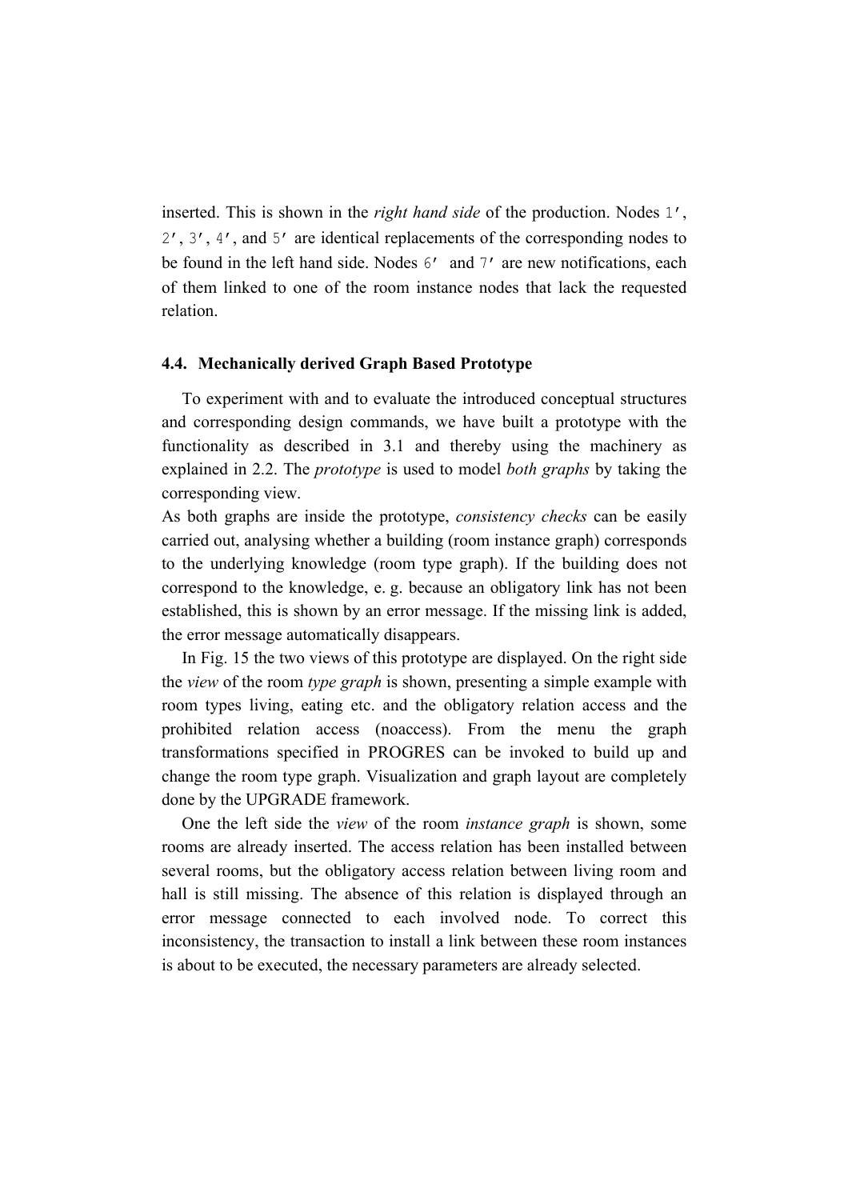inserted. This is shown in the *right hand side* of the production. Nodes 1', 2', 3', 4', and 5' are identical replacements of the corresponding nodes to be found in the left hand side. Nodes 6' and 7' are new notifications, each of them linked to one of the room instance nodes that lack the requested relation.

### 4.4. Mechanically derived Graph Based Prototype

To experiment with and to evaluate the introduced conceptual structures and corresponding design commands, we have built a prototype with the functionality as described in 3.1 and thereby using the machinery as explained in 2.2. The *prototype* is used to model *both graphs* by taking the corresponding view.

As both graphs are inside the prototype, *consistency checks* can be easily carried out, analysing whether a building (room instance graph) corresponds to the underlying knowledge (room type graph). If the building does not correspond to the knowledge, e. g. because an obligatory link has not been established, this is shown by an error message. If the missing link is added, the error message automatically disappears.

In Fig. 15 the two views of this prototype are displayed. On the right side the *view* of the room *type graph* is shown, presenting a simple example with room types living, eating etc. and the obligatory relation access and the prohibited relation access (noaccess). From the menu the graph transformations specified in PROGRES can be invoked to build up and change the room type graph. Visualization and graph layout are completely done by the UPGRADE framework.

One the left side the *view* of the room *instance graph* is shown, some rooms are already inserted. The access relation has been installed between several rooms, but the obligatory access relation between living room and hall is still missing. The absence of this relation is displayed through an error message connected to each involved node. To correct this inconsistency, the transaction to install a link between these room instances is about to be executed, the necessary parameters are already selected.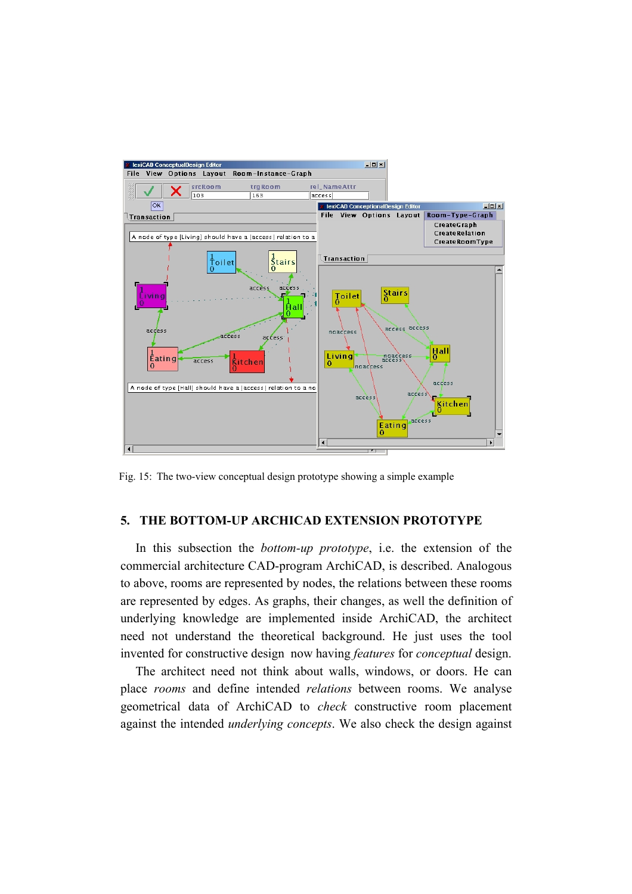Fig. 15: The two-view conceptual design prototype showing a simple example

## 5. THE BOTTOM-UP ARCHICAD EXTENSION PROTOTYPE

In this subsection the *bottom-up prototype*, i.e. the extension of the commercial architecture CAD-program ArchiCAD, is described. Analogous to above, rooms are represented by nodes, the relations between these rooms are represented by edges. As graphs, their changes, as well the definition of underlying knowledge are implemented inside ArchiCAD, the architect need not understand the theoretical background. He just uses the tool invented for constructive design now having *features* for *conceptual* design.

The architect need not think about walls, windows, or doors. He can place *rooms* and define intended *relations* between rooms. We analyse geometrical data of ArchiCAD to *check* constructive room placement against the intended *underlying concepts*. We also check the design against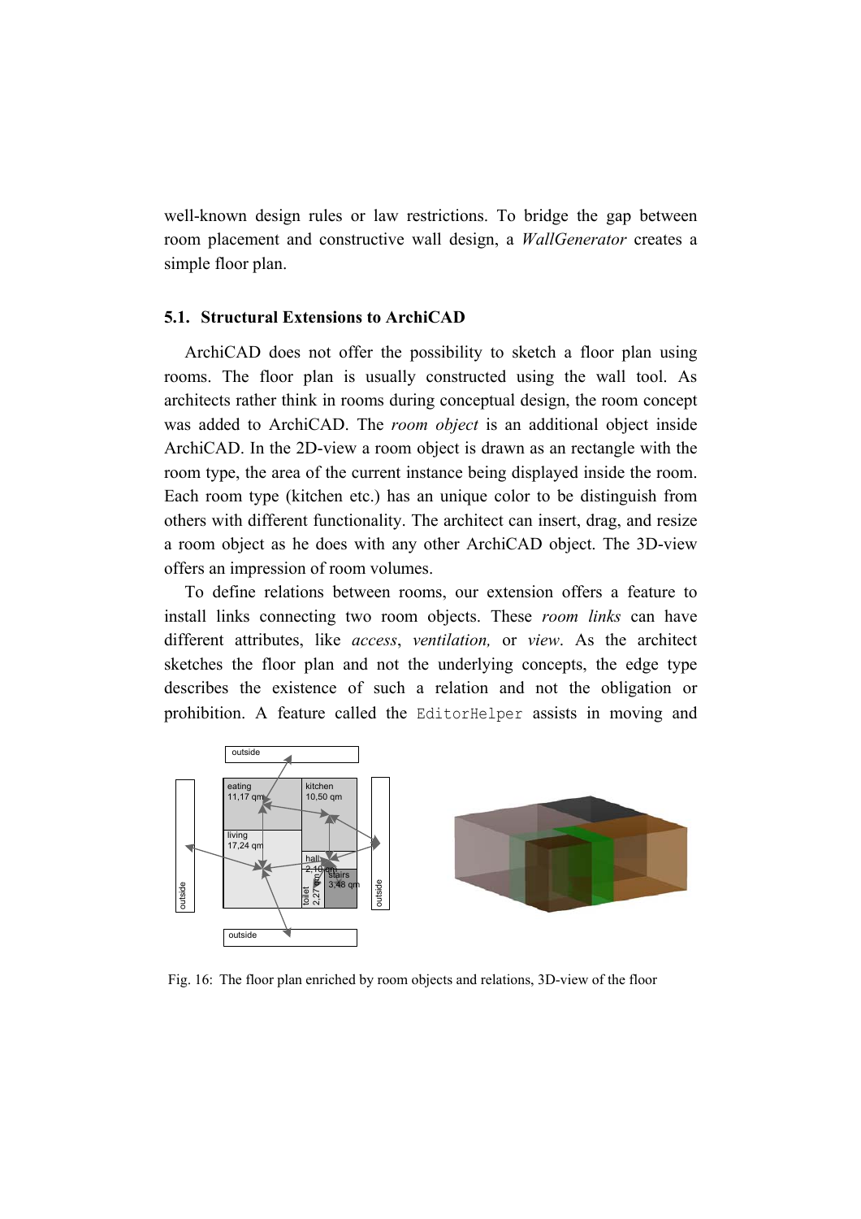well-known design rules or law restrictions. To bridge the gap between room placement and constructive wall design, a *WallGenerator* creates a simple floor plan.

### 5.1. Structural Extensions to ArchiCAD

ArchiCAD does not offer the possibility to sketch a floor plan using rooms. The floor plan is usually constructed using the wall tool. As architects rather think in rooms during conceptual design, the room concept was added to ArchiCAD. The *room object* is an additional object inside ArchiCAD. In the 2D-view a room object is drawn as an rectangle with the room type, the area of the current instance being displayed inside the room. Each room type (kitchen etc.) has an unique color to be distinguish from others with different functionality. The architect can insert, drag, and resize a room object as he does with any other ArchiCAD object. The 3D-view offers an impression of room volumes.

To define relations between rooms, our extension offers a feature to install links connecting two room objects. These *room links* can have different attributes, like *access*, *ventilation,* or *view*. As the architect sketches the floor plan and not the underlying concepts, the edge type describes the existence of such a relation and not the obligation or prohibition. A feature called the `EditorHelper` assists in moving and

Fig. 16: The floor plan enriched by room objects and relations, 3D-view of the floor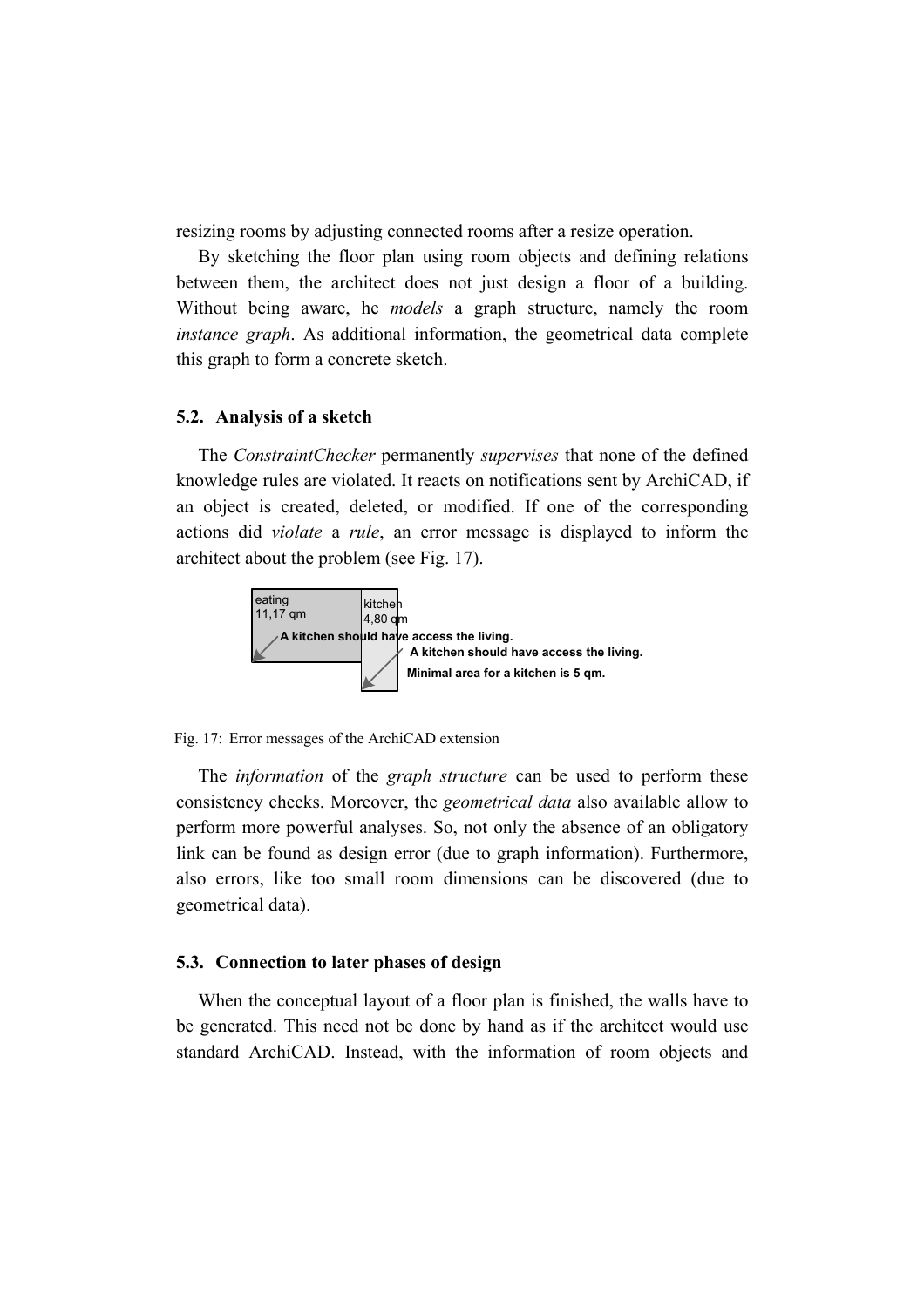resizing rooms by adjusting connected rooms after a resize operation.

By sketching the floor plan using room objects and defining relations between them, the architect does not just design a floor of a building. Without being aware, he *models* a graph structure, namely the room *instance graph*. As additional information, the geometrical data complete this graph to form a concrete sketch.

### 5.2. Analysis of a sketch

The *ConstraintChecker* permanently *supervises* that none of the defined knowledge rules are violated. It reacts on notifications sent by ArchiCAD, if an object is created, deleted, or modified. If one of the corresponding actions did *violate* a *rule*, an error message is displayed to inform the architect about the problem (see Fig. 17).

eating
11,17 qm

kitchen
4,80 qm

**A kitchen should have access the living.**

**A kitchen should have access the living.**

**Minimal area for a kitchen is 5 qm.**

Fig. 17: Error messages of the ArchiCAD extension

The *information* of the *graph structure* can be used to perform these consistency checks. Moreover, the *geometrical data* also available allow to perform more powerful analyses. So, not only the absence of an obligatory link can be found as design error (due to graph information). Furthermore, also errors, like too small room dimensions can be discovered (due to geometrical data).

### 5.3. Connection to later phases of design

When the conceptual layout of a floor plan is finished, the walls have to be generated. This need not be done by hand as if the architect would use standard ArchiCAD. Instead, with the information of room objects and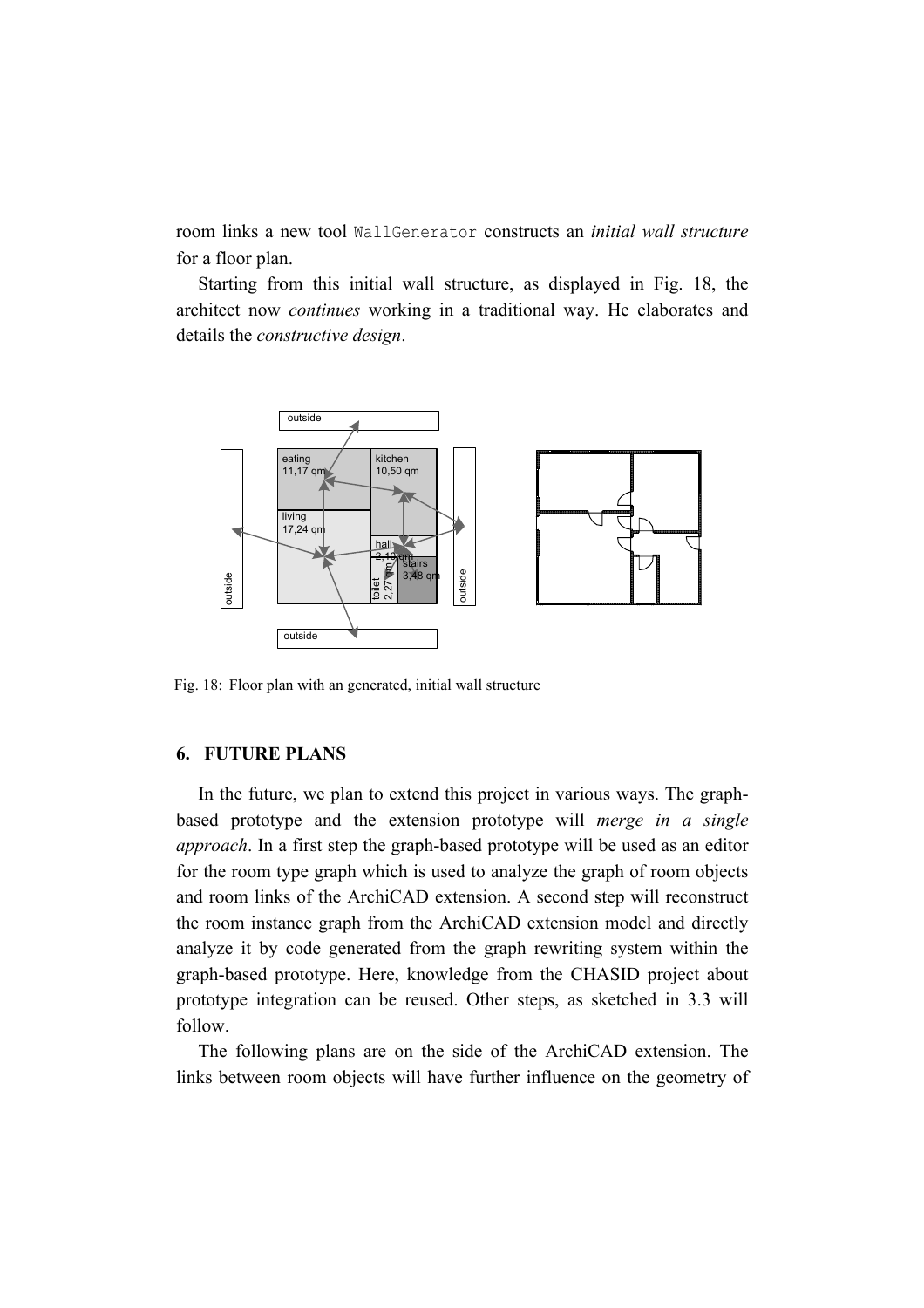room links a new tool `WallGenerator` constructs an *initial wall structure* for a floor plan.

Starting from this initial wall structure, as displayed in Fig. 18, the architect now *continues* working in a traditional way. He elaborates and details the *constructive design*.

Fig. 18: Floor plan with an generated, initial wall structure

## 6. FUTURE PLANS

In the future, we plan to extend this project in various ways. The graph-based prototype and the extension prototype will *merge in a single approach*. In a first step the graph-based prototype will be used as an editor for the room type graph which is used to analyze the graph of room objects and room links of the ArchiCAD extension. A second step will reconstruct the room instance graph from the ArchiCAD extension model and directly analyze it by code generated from the graph rewriting system within the graph-based prototype. Here, knowledge from the CHASID project about prototype integration can be reused. Other steps, as sketched in 3.3 will follow.

The following plans are on the side of the ArchiCAD extension. The links between room objects will have further influence on the geometry of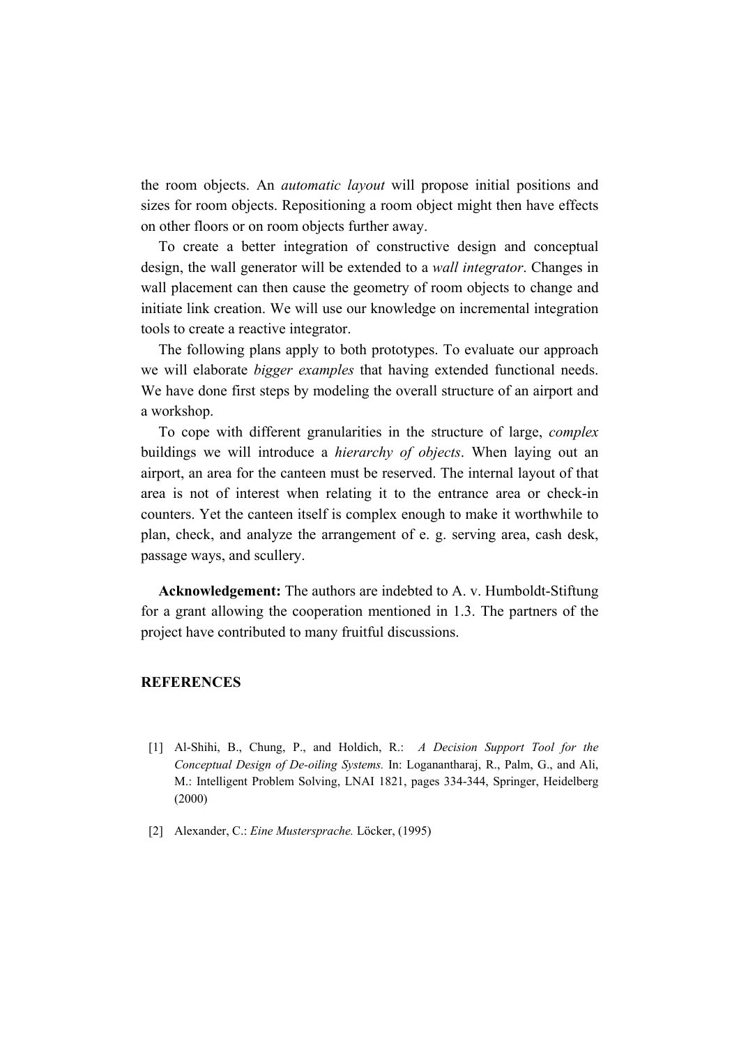the room objects. An *automatic layout* will propose initial positions and sizes for room objects. Repositioning a room object might then have effects on other floors or on room objects further away.

To create a better integration of constructive design and conceptual design, the wall generator will be extended to a *wall integrator*. Changes in wall placement can then cause the geometry of room objects to change and initiate link creation. We will use our knowledge on incremental integration tools to create a reactive integrator.

The following plans apply to both prototypes. To evaluate our approach we will elaborate *bigger examples* that having extended functional needs. We have done first steps by modeling the overall structure of an airport and a workshop.

To cope with different granularities in the structure of large, *complex* buildings we will introduce a *hierarchy of objects*. When laying out an airport, an area for the canteen must be reserved. The internal layout of that area is not of interest when relating it to the entrance area or check-in counters. Yet the canteen itself is complex enough to make it worthwhile to plan, check, and analyze the arrangement of e. g. serving area, cash desk, passage ways, and scullery.

**Acknowledgement:** The authors are indebted to A. v. Humboldt-Stiftung for a grant allowing the cooperation mentioned in 1.3. The partners of the project have contributed to many fruitful discussions.

## REFERENCES

[1] Al-Shihi, B., Chung, P., and Holdich, R.: *A Decision Support Tool for the Conceptual Design of De-oiling Systems.* In: Loganantharaj, R., Palm, G., and Ali, M.: Intelligent Problem Solving, LNAI 1821, pages 334-344, Springer, Heidelberg (2000)

[2] Alexander, C.: *Eine Mustersprache.* Löcker, (1995)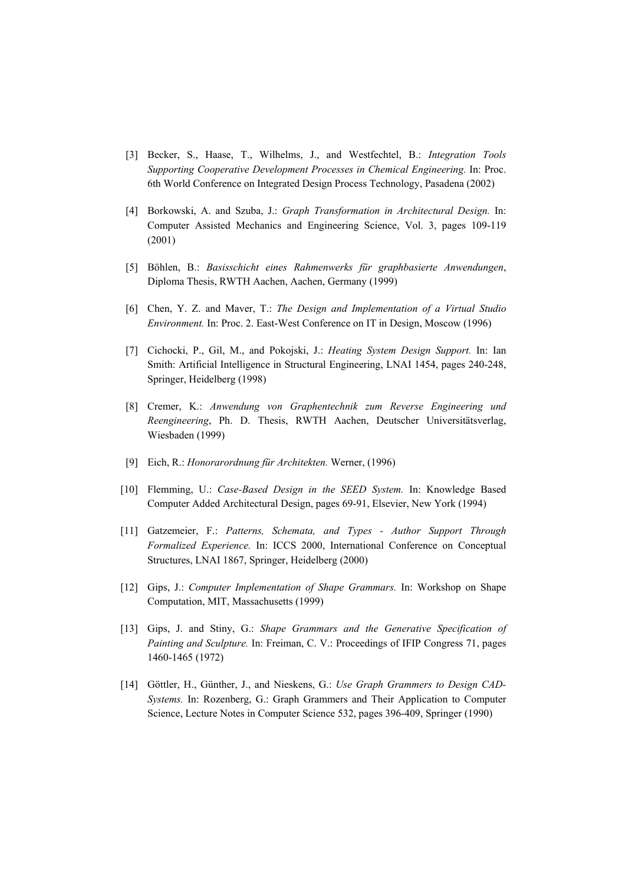[3] Becker, S., Haase, T., Wilhelms, J., and Westfechtel, B.: *Integration Tools Supporting Cooperative Development Processes in Chemical Engineering.* In: Proc. 6th World Conference on Integrated Design Process Technology, Pasadena (2002)

[4] Borkowski, A. and Szuba, J.: *Graph Transformation in Architectural Design.* In: Computer Assisted Mechanics and Engineering Science, Vol. 3, pages 109-119 (2001)

[5] Böhlen, B.: *Basisschicht eines Rahmenwerks für graphbasierte Anwendungen*, Diploma Thesis, RWTH Aachen, Aachen, Germany (1999)

[6] Chen, Y. Z. and Maver, T.: *The Design and Implementation of a Virtual Studio Environment.* In: Proc. 2. East-West Conference on IT in Design, Moscow (1996)

[7] Cichocki, P., Gil, M., and Pokojski, J.: *Heating System Design Support.* In: Ian Smith: Artificial Intelligence in Structural Engineering, LNAI 1454, pages 240-248, Springer, Heidelberg (1998)

[8] Cremer, K.: *Anwendung von Graphentechnik zum Reverse Engineering und Reengineering*, Ph. D. Thesis, RWTH Aachen, Deutscher Universitätsverlag, Wiesbaden (1999)

[9] Eich, R.: *Honorarordnung für Architekten.* Werner, (1996)

[10] Flemming, U.: *Case-Based Design in the SEED System.* In: Knowledge Based Computer Added Architectural Design, pages 69-91, Elsevier, New York (1994)

[11] Gatzemeier, F.: *Patterns, Schemata, and Types - Author Support Through Formalized Experience.* In: ICCS 2000, International Conference on Conceptual Structures, LNAI 1867, Springer, Heidelberg (2000)

[12] Gips, J.: *Computer Implementation of Shape Grammars.* In: Workshop on Shape Computation, MIT, Massachusetts (1999)

[13] Gips, J. and Stiny, G.: *Shape Grammars and the Generative Specification of Painting and Sculpture.* In: Freiman, C. V.: Proceedings of IFIP Congress 71, pages 1460-1465 (1972)

[14] Göttler, H., Günther, J., and Nieskens, G.: *Use Graph Grammers to Design CAD-Systems.* In: Rozenberg, G.: Graph Grammers and Their Application to Computer Science, Lecture Notes in Computer Science 532, pages 396-409, Springer (1990)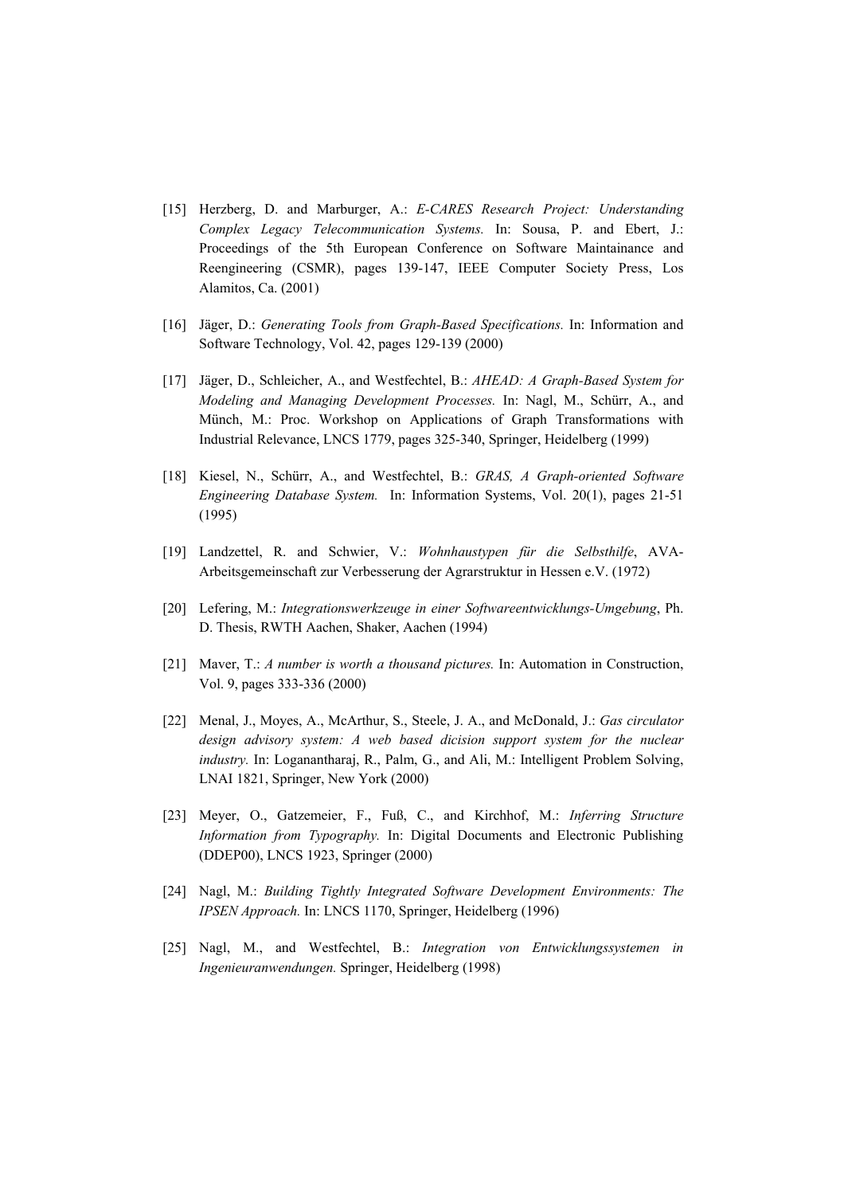[15] Herzberg, D. and Marburger, A.: *E-CARES Research Project: Understanding Complex Legacy Telecommunication Systems.* In: Sousa, P. and Ebert, J.: Proceedings of the 5th European Conference on Software Maintainance and Reengineering (CSMR), pages 139-147, IEEE Computer Society Press, Los Alamitos, Ca. (2001)

[16] Jäger, D.: *Generating Tools from Graph-Based Specifications.* In: Information and Software Technology, Vol. 42, pages 129-139 (2000)

[17] Jäger, D., Schleicher, A., and Westfechtel, B.: *AHEAD: A Graph-Based System for Modeling and Managing Development Processes.* In: Nagl, M., Schürr, A., and Münch, M.: Proc. Workshop on Applications of Graph Transformations with Industrial Relevance, LNCS 1779, pages 325-340, Springer, Heidelberg (1999)

[18] Kiesel, N., Schürr, A., and Westfechtel, B.: *GRAS, A Graph-oriented Software Engineering Database System.* In: Information Systems, Vol. 20(1), pages 21-51 (1995)

[19] Landzettel, R. and Schwier, V.: *Wohnhaustypen für die Selbsthilfe*, AVA-Arbeitsgemeinschaft zur Verbesserung der Agrarstruktur in Hessen e.V. (1972)

[20] Lefering, M.: *Integrationswerkzeuge in einer Softwareentwicklungs-Umgebung*, Ph. D. Thesis, RWTH Aachen, Shaker, Aachen (1994)

[21] Maver, T.: *A number is worth a thousand pictures.* In: Automation in Construction, Vol. 9, pages 333-336 (2000)

[22] Menal, J., Moyes, A., McArthur, S., Steele, J. A., and McDonald, J.: *Gas circulator design advisory system: A web based dicision support system for the nuclear industry.* In: Logananthara j, R., Palm, G., and Ali, M.: Intelligent Problem Solving, LNAI 1821, Springer, New York (2000)

[23] Meyer, O., Gatzemeier, F., Fuß, C., and Kirchhof, M.: *Inferring Structure Information from Typography.* In: Digital Documents and Electronic Publishing (DDEP00), LNCS 1923, Springer (2000)

[24] Nagl, M.: *Building Tightly Integrated Software Development Environments: The IPSEN Approach.* In: LNCS 1170, Springer, Heidelberg (1996)

[25] Nagl, M., and Westfechtel, B.: *Integration von Entwicklungssystemen in Ingenieuranwendungen.* Springer, Heidelberg (1998)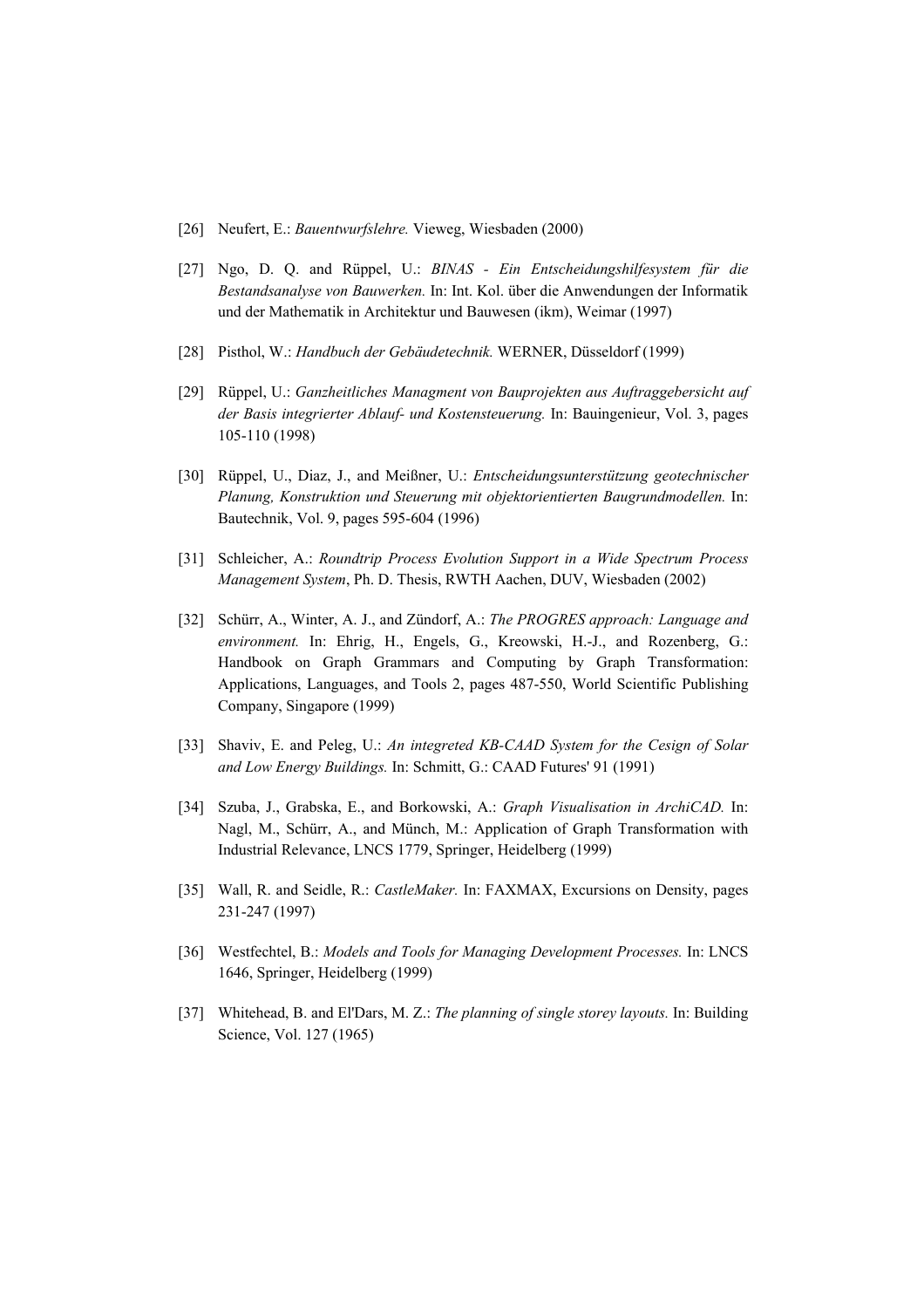[26] Neufert, E.: *Bauentwurfslehre.* Vieweg, Wiesbaden (2000)

[27] Ngo, D. Q. and Rüppel, U.: *BINAS - Ein Entscheidungshilfesystem für die Bestandsanalyse von Bauwerken.* In: Int. Kol. über die Anwendungen der Informatik und der Mathematik in Architektur und Bauwesen (ikm), Weimar (1997)

[28] Pisthol, W.: *Handbuch der Gebäudetechnik.* WERNER, Düsseldorf (1999)

[29] Rüppel, U.: *Ganzheitliches Managment von Bauprojekten aus Auftraggebersicht auf der Basis integrierter Ablauf- und Kostensteuerung.* In: Bauingenieur, Vol. 3, pages 105-110 (1998)

[30] Rüppel, U., Diaz, J., and Meißner, U.: *Entscheidungsunterstützung geotechnischer Planung, Konstruktion und Steuerung mit objektorientierten Baugrundmodellen.* In: Bautechnik, Vol. 9, pages 595-604 (1996)

[31] Schleicher, A.: *Roundtrip Process Evolution Support in a Wide Spectrum Process Management System*, Ph. D. Thesis, RWTH Aachen, DUV, Wiesbaden (2002)

[32] Schürr, A., Winter, A. J., and Zündorf, A.: *The PROGRES approach: Language and environment.* In: Ehrig, H., Engels, G., Kreowski, H.-J., and Rozenberg, G.: Handbook on Graph Grammars and Computing by Graph Transformation: Applications, Languages, and Tools 2, pages 487-550, World Scientific Publishing Company, Singapore (1999)

[33] Shaviv, E. and Peleg, U.: *An integreted KB-CAAD System for the Cesign of Solar and Low Energy Buildings.* In: Schmitt, G.: CAAD Futures' 91 (1991)

[34] Szuba, J., Grabska, E., and Borkowski, A.: *Graph Visualisation in ArchiCAD.* In: Nagl, M., Schürr, A., and Münch, M.: Application of Graph Transformation with Industrial Relevance, LNCS 1779, Springer, Heidelberg (1999)

[35] Wall, R. and Seidle, R.: *CastleMaker.* In: FAXMAX, Excursions on Density, pages 231-247 (1997)

[36] Westfechtel, B.: *Models and Tools for Managing Development Processes.* In: LNCS 1646, Springer, Heidelberg (1999)

[37] Whitehead, B. and El'Dars, M. Z.: *The planning of single storey layouts.* In: Building Science, Vol. 127 (1965)